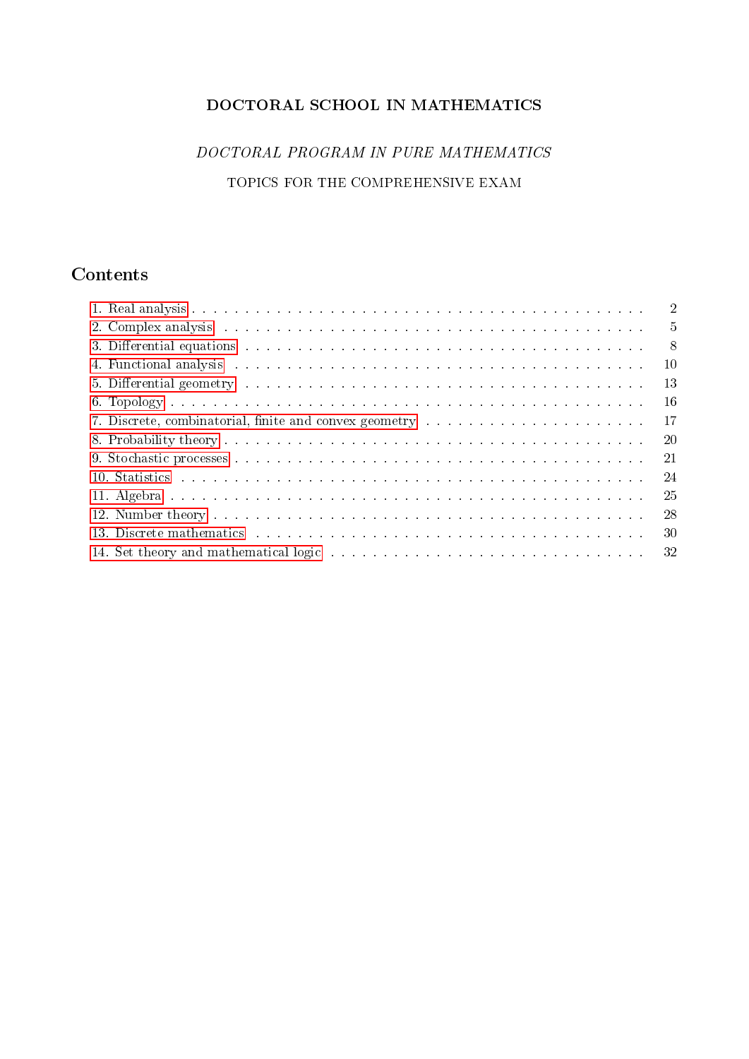**DOCTORAL SCHOOL IN MATHEMATICS**

*DOCTORAL PROGRAM IN PURE MATHEMATICS*

TOPICS FOR THE COMPREHENSIVE EXAM

## Contents

1. Real analysis . . . . . . . . . . . . . . . . . . . . . . . . . . . . . . . . . . . . . . . . . 2
2. Complex analysis . . . . . . . . . . . . . . . . . . . . . . . . . . . . . . . . . . . . . . 5
3. Differential equations . . . . . . . . . . . . . . . . . . . . . . . . . . . . . . . . . . . 8
4. Functional analysis . . . . . . . . . . . . . . . . . . . . . . . . . . . . . . . . . . . . 10
5. Differential geometry . . . . . . . . . . . . . . . . . . . . . . . . . . . . . . . . . . . 13
6. Topology . . . . . . . . . . . . . . . . . . . . . . . . . . . . . . . . . . . . . . . . . . 16
7. Discrete, combinatorial, finite and convex geometry . . . . . . . . . . . . . . . . . . . 17
8. Probability theory . . . . . . . . . . . . . . . . . . . . . . . . . . . . . . . . . . . . . 20
9. Stochastic processes . . . . . . . . . . . . . . . . . . . . . . . . . . . . . . . . . . . . 21
10. Statistics . . . . . . . . . . . . . . . . . . . . . . . . . . . . . . . . . . . . . . . . . 24
11. Algebra . . . . . . . . . . . . . . . . . . . . . . . . . . . . . . . . . . . . . . . . . . 25
12. Number theory . . . . . . . . . . . . . . . . . . . . . . . . . . . . . . . . . . . . . . 28
13. Discrete mathematics . . . . . . . . . . . . . . . . . . . . . . . . . . . . . . . . . . . 30
14. Set theory and mathematical logic . . . . . . . . . . . . . . . . . . . . . . . . . . . . 32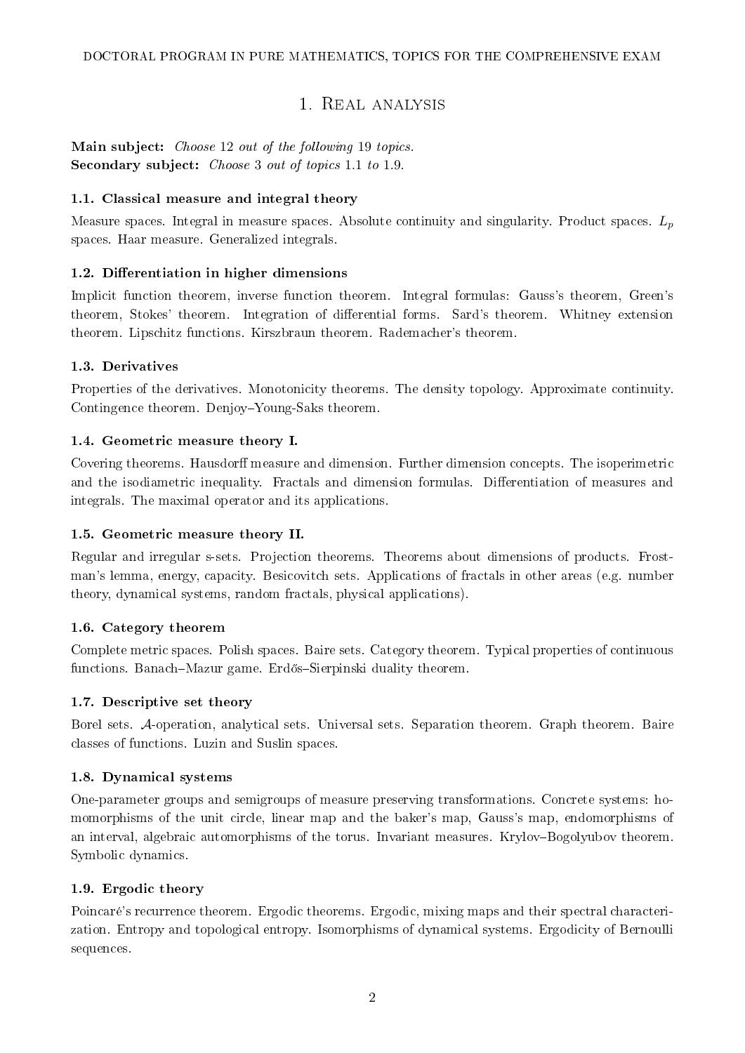# 1. Real analysis

**Main subject:** *Choose* 12 *out of the following* 19 *topics.*
**Secondary subject:** *Choose* 3 *out of topics* 1.1 *to* 1.9.

### 1.1. Classical measure and integral theory

Measure spaces. Integral in measure spaces. Absolute continuity and singularity. Product spaces. $L_p$ spaces. Haar measure. Generalized integrals.

### 1.2. Differentiation in higher dimensions

Implicit function theorem, inverse function theorem. Integral formulas: Gauss's theorem, Green's theorem, Stokes' theorem. Integration of differential forms. Sard's theorem. Whitney extension theorem. Lipschitz functions. Kirszbraun theorem. Rademacher's theorem.

### 1.3. Derivatives

Properties of the derivatives. Monotonicity theorems. The density topology. Approximate continuity. Contingence theorem. Denjoy–Young-Saks theorem.

### 1.4. Geometric measure theory I.

Covering theorems. Hausdorff measure and dimension. Further dimension concepts. The isoperimetric and the isodiametric inequality. Fractals and dimension formulas. Differentiation of measures and integrals. The maximal operator and its applications.

### 1.5. Geometric measure theory II.

Regular and irregular s-sets. Projection theorems. Theorems about dimensions of products. Frostman's lemma, energy, capacity. Besicovitch sets. Applications of fractals in other areas (e.g. number theory, dynamical systems, random fractals, physical applications).

### 1.6. Category theorem

Complete metric spaces. Polish spaces. Baire sets. Category theorem. Typical properties of continuous functions. Banach–Mazur game. Erdős–Sierpinski duality theorem.

### 1.7. Descriptive set theory

Borel sets. $\mathcal{A}$-operation, analytical sets. Universal sets. Separation theorem. Graph theorem. Baire classes of functions. Luzin and Suslin spaces.

### 1.8. Dynamical systems

One-parameter groups and semigroups of measure preserving transformations. Concrete systems: homomorphisms of the unit circle, linear map and the baker's map, Gauss's map, endomorphisms of an interval, algebraic automorphisms of the torus. Invariant measures. Krylov–Bogolyubov theorem. Symbolic dynamics.

### 1.9. Ergodic theory

Poincaré's recurrence theorem. Ergodic theorems. Ergodic, mixing maps and their spectral characterization. Entropy and topological entropy. Isomorphisms of dynamical systems. Ergodicity of Bernoulli sequences.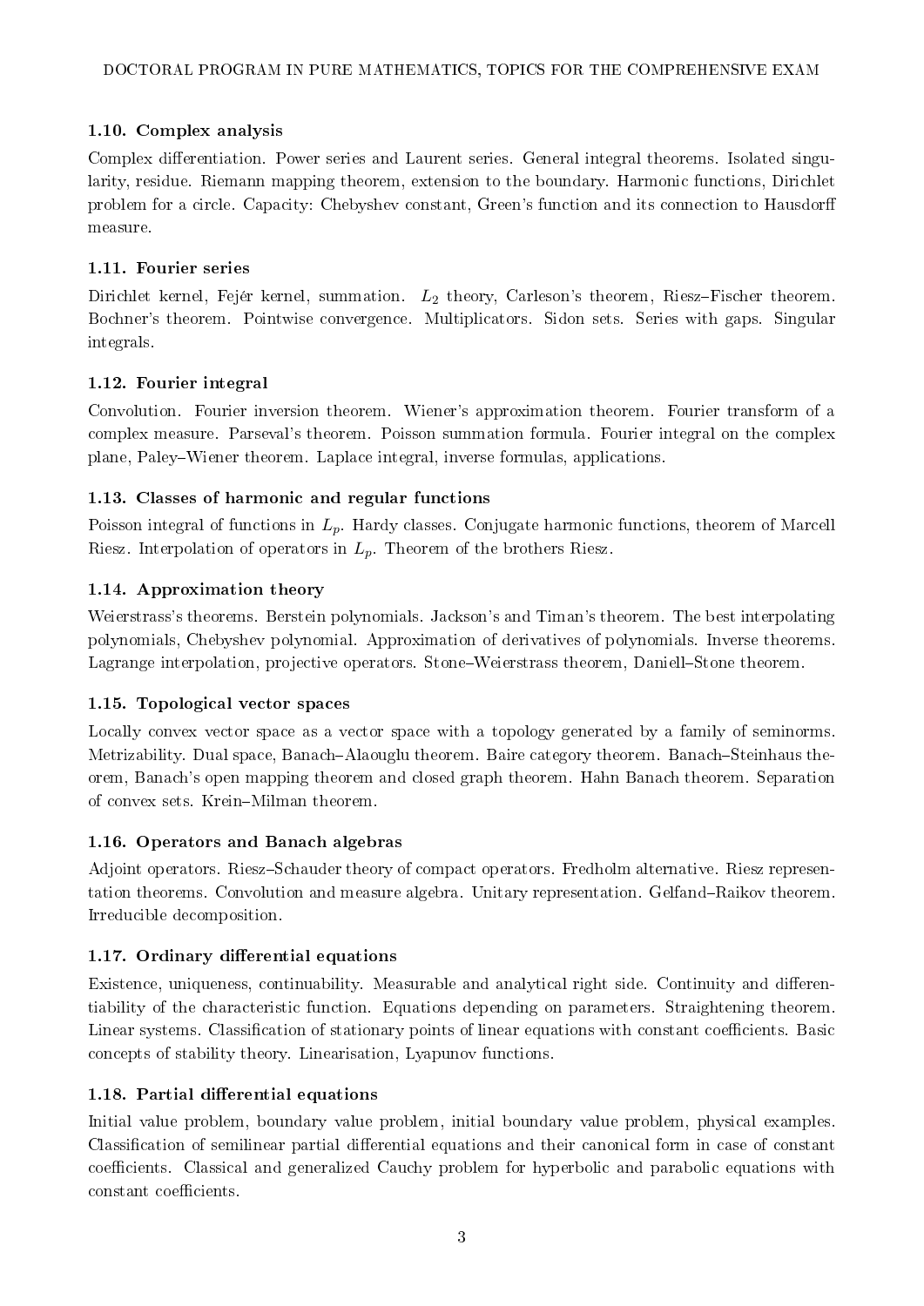### 1.10. Complex analysis

Complex differentiation. Power series and Laurent series. General integral theorems. Isolated singularity, residue. Riemann mapping theorem, extension to the boundary. Harmonic functions, Dirichlet problem for a circle. Capacity: Chebyshev constant, Green's function and its connection to Hausdorff measure.

### 1.11. Fourier series

Dirichlet kernel, Fejér kernel, summation. $L_2$ theory, Carleson's theorem, Riesz–Fischer theorem. Bochner's theorem. Pointwise convergence. Multiplicators. Sidon sets. Series with gaps. Singular integrals.

### 1.12. Fourier integral

Convolution. Fourier inversion theorem. Wiener's approximation theorem. Fourier transform of a complex measure. Parseval's theorem. Poisson summation formula. Fourier integral on the complex plane, Paley–Wiener theorem. Laplace integral, inverse formulas, applications.

### 1.13. Classes of harmonic and regular functions

Poisson integral of functions in $L_p$. Hardy classes. Conjugate harmonic functions, theorem of Marcell Riesz. Interpolation of operators in $L_p$. Theorem of the brothers Riesz.

### 1.14. Approximation theory

Weierstrass's theorems. Berstein polynomials. Jackson's and Timan's theorem. The best interpolating polynomials, Chebyshev polynomial. Approximation of derivatives of polynomials. Inverse theorems. Lagrange interpolation, projective operators. Stone–Weierstrass theorem, Daniell–Stone theorem.

### 1.15. Topological vector spaces

Locally convex vector space as a vector space with a topology generated by a family of seminorms. Metrizability. Dual space, Banach–Alaouglu theorem. Baire category theorem. Banach–Steinhaus theorem, Banach's open mapping theorem and closed graph theorem. Hahn Banach theorem. Separation of convex sets. Krein–Milman theorem.

### 1.16. Operators and Banach algebras

Adjoint operators. Riesz–Schauder theory of compact operators. Fredholm alternative. Riesz representation theorems. Convolution and measure algebra. Unitary representation. Gelfand–Raikov theorem. Irreducible decomposition.

### 1.17. Ordinary differential equations

Existence, uniqueness, continuability. Measurable and analytical right side. Continuity and differentiability of the characteristic function. Equations depending on parameters. Straightening theorem. Linear systems. Classification of stationary points of linear equations with constant coefficients. Basic concepts of stability theory. Linearisation, Lyapunov functions.

### 1.18. Partial differential equations

Initial value problem, boundary value problem, initial boundary value problem, physical examples. Classification of semilinear partial differential equations and their canonical form in case of constant coefficients. Classical and generalized Cauchy problem for hyperbolic and parabolic equations with constant coefficients.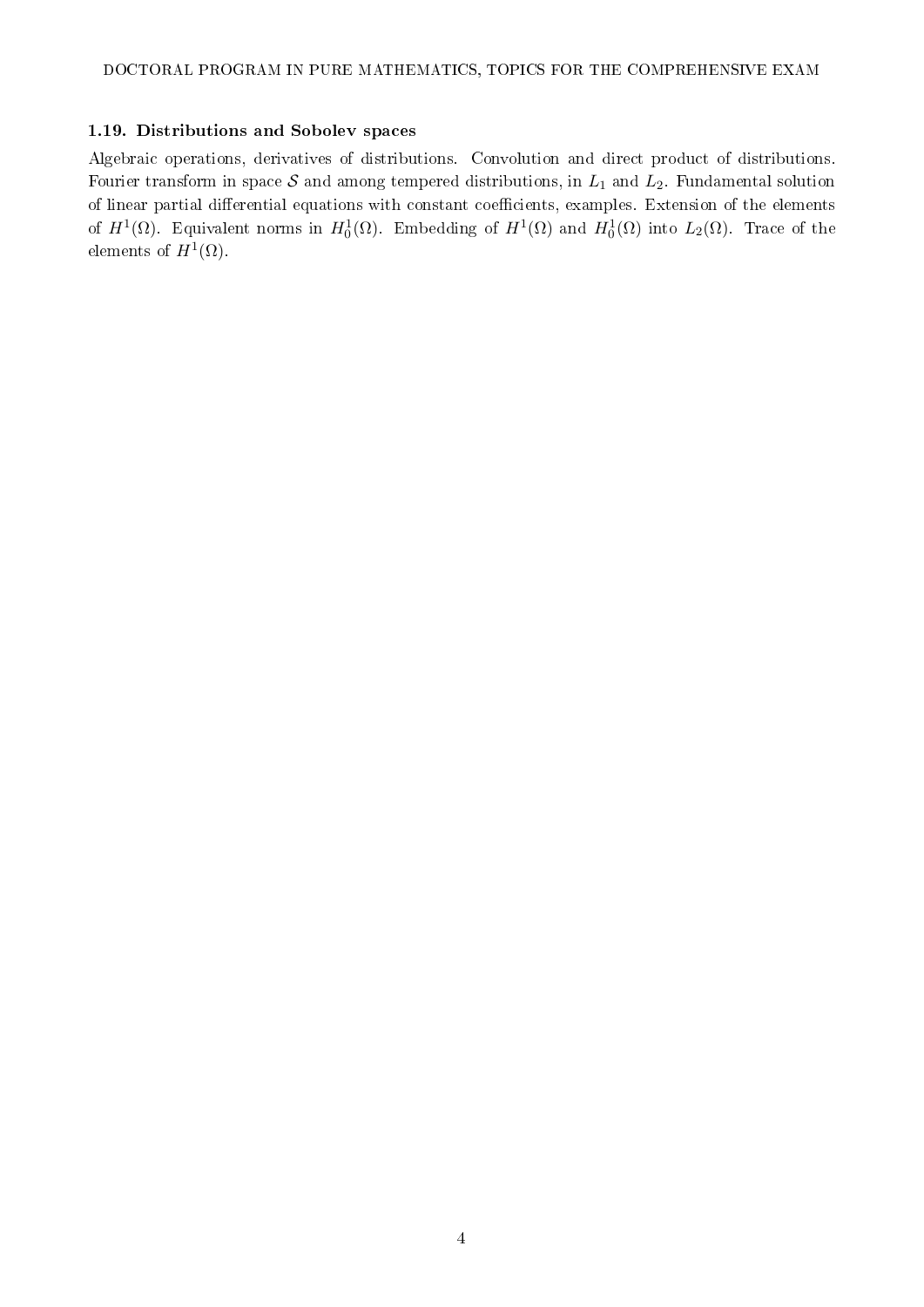### 1.19. Distributions and Sobolev spaces

Algebraic operations, derivatives of distributions. Convolution and direct product of distributions. Fourier transform in space $\mathcal{S}$ and among tempered distributions, in $L_1$ and $L_2$. Fundamental solution of linear partial differential equations with constant coefficients, examples. Extension of the elements of $H^1(\Omega)$. Equivalent norms in $H^1_0(\Omega)$. Embedding of $H^1(\Omega)$ and $H^1_0(\Omega)$ into $L_2(\Omega)$. Trace of the elements of $H^1(\Omega)$.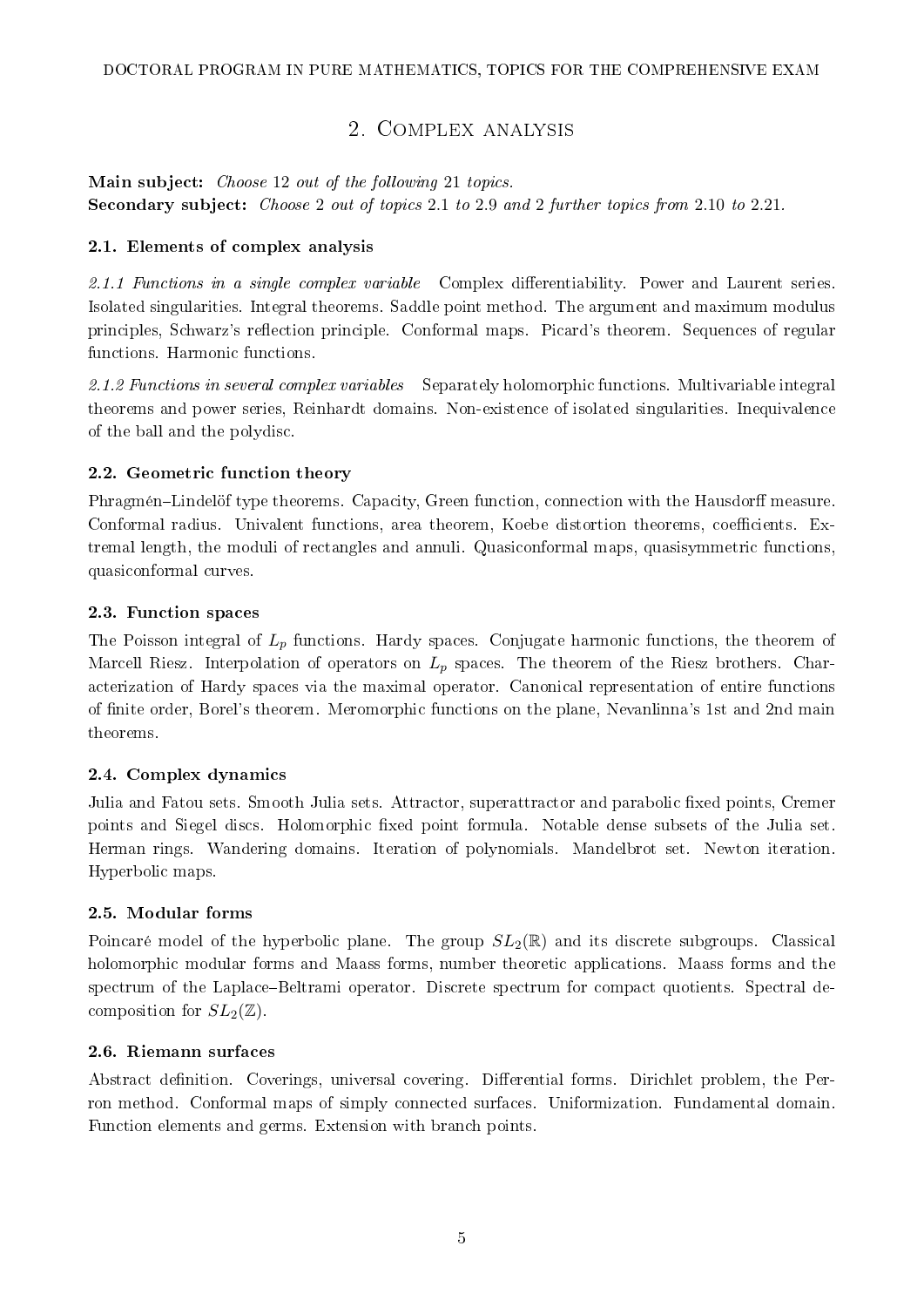## 2. Complex analysis

**Main subject:** *Choose* 12 *out of the following* 21 *topics.*
**Secondary subject:** *Choose* 2 *out of topics* 2.1 *to* 2.9 *and* 2 *further topics from* 2.10 *to* 2.21*.*

### 2.1. Elements of complex analysis

*2.1.1 Functions in a single complex variable* Complex differentiability. Power and Laurent series. Isolated singularities. Integral theorems. Saddle point method. The argument and maximum modulus principles, Schwarz's reflection principle. Conformal maps. Picard's theorem. Sequences of regular functions. Harmonic functions.

*2.1.2 Functions in several complex variables* Separately holomorphic functions. Multivariable integral theorems and power series, Reinhardt domains. Non-existence of isolated singularities. Inequivalence of the ball and the polydisc.

### 2.2. Geometric function theory

Phragmén–Lindelöf type theorems. Capacity, Green function, connection with the Hausdorff measure. Conformal radius. Univalent functions, area theorem, Koebe distortion theorems, coefficients. Extremal length, the moduli of rectangles and annuli. Quasiconformal maps, quasisymmetric functions, quasiconformal curves.

### 2.3. Function spaces

The Poisson integral of $L_p$ functions. Hardy spaces. Conjugate harmonic functions, the theorem of Marcell Riesz. Interpolation of operators on $L_p$ spaces. The theorem of the Riesz brothers. Characterization of Hardy spaces via the maximal operator. Canonical representation of entire functions of finite order, Borel's theorem. Meromorphic functions on the plane, Nevanlinna's 1st and 2nd main theorems.

### 2.4. Complex dynamics

Julia and Fatou sets. Smooth Julia sets. Attractor, superattractor and parabolic fixed points, Cremer points and Siegel discs. Holomorphic fixed point formula. Notable dense subsets of the Julia set. Herman rings. Wandering domains. Iteration of polynomials. Mandelbrot set. Newton iteration. Hyperbolic maps.

### 2.5. Modular forms

Poincaré model of the hyperbolic plane. The group $SL_2(\mathbb{R})$ and its discrete subgroups. Classical holomorphic modular forms and Maass forms, number theoretic applications. Maass forms and the spectrum of the Laplace–Beltrami operator. Discrete spectrum for compact quotients. Spectral decomposition for $SL_2(\mathbb{Z})$.

### 2.6. Riemann surfaces

Abstract definition. Coverings, universal covering. Differential forms. Dirichlet problem, the Perron method. Conformal maps of simply connected surfaces. Uniformization. Fundamental domain. Function elements and germs. Extension with branch points.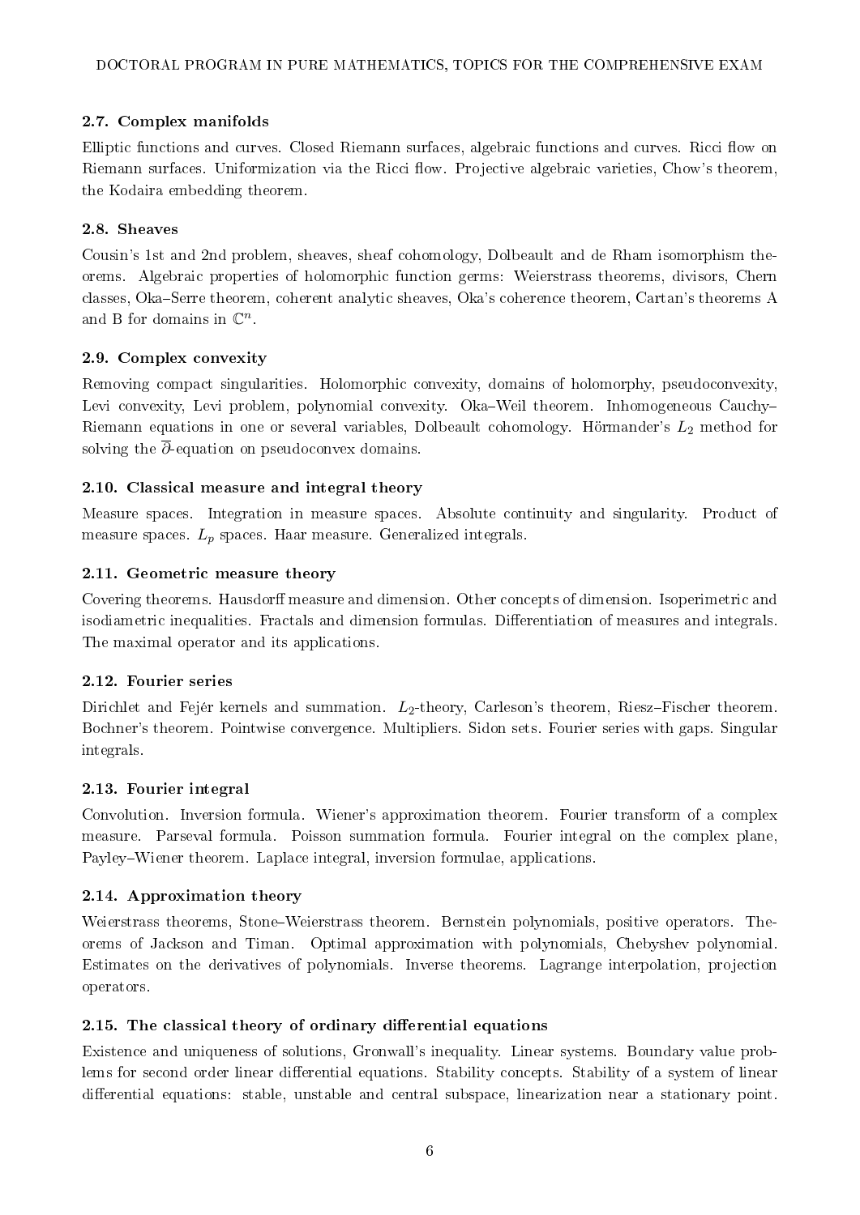### 2.7. Complex manifolds

Elliptic functions and curves. Closed Riemann surfaces, algebraic functions and curves. Ricci flow on Riemann surfaces. Uniformization via the Ricci flow. Projective algebraic varieties, Chow's theorem, the Kodaira embedding theorem.

### 2.8. Sheaves

Cousin's 1st and 2nd problem, sheaves, sheaf cohomology, Dolbeault and de Rham isomorphism theorems. Algebraic properties of holomorphic function germs: Weierstrass theorems, divisors, Chern classes, Oka–Serre theorem, coherent analytic sheaves, Oka's coherence theorem, Cartan's theorems A and B for domains in $\mathbb{C}^n$.

### 2.9. Complex convexity

Removing compact singularities. Holomorphic convexity, domains of holomorphy, pseudoconvexity, Levi convexity, Levi problem, polynomial convexity. Oka–Weil theorem. Inhomogeneous Cauchy–Riemann equations in one or several variables, Dolbeault cohomology. Hörmander's $L_2$ method for solving the $\overline{\partial}$-equation on pseudoconvex domains.

### 2.10. Classical measure and integral theory

Measure spaces. Integration in measure spaces. Absolute continuity and singularity. Product of measure spaces. $L_p$ spaces. Haar measure. Generalized integrals.

### 2.11. Geometric measure theory

Covering theorems. Hausdorff measure and dimension. Other concepts of dimension. Isoperimetric and isodiametric inequalities. Fractals and dimension formulas. Differentiation of measures and integrals. The maximal operator and its applications.

### 2.12. Fourier series

Dirichlet and Fejér kernels and summation. $L_2$-theory, Carleson's theorem, Riesz–Fischer theorem. Bochner's theorem. Pointwise convergence. Multipliers. Sidon sets. Fourier series with gaps. Singular integrals.

### 2.13. Fourier integral

Convolution. Inversion formula. Wiener's approximation theorem. Fourier transform of a complex measure. Parseval formula. Poisson summation formula. Fourier integral on the complex plane, Payley–Wiener theorem. Laplace integral, inversion formulae, applications.

### 2.14. Approximation theory

Weierstrass theorems, Stone–Weierstrass theorem. Bernstein polynomials, positive operators. Theorems of Jackson and Timan. Optimal approximation with polynomials, Chebyshev polynomial. Estimates on the derivatives of polynomials. Inverse theorems. Lagrange interpolation, projection operators.

### 2.15. The classical theory of ordinary differential equations

Existence and uniqueness of solutions, Gronwall's inequality. Linear systems. Boundary value problems for second order linear differential equations. Stability concepts. Stability of a system of linear differential equations: stable, unstable and central subspace, linearization near a stationary point.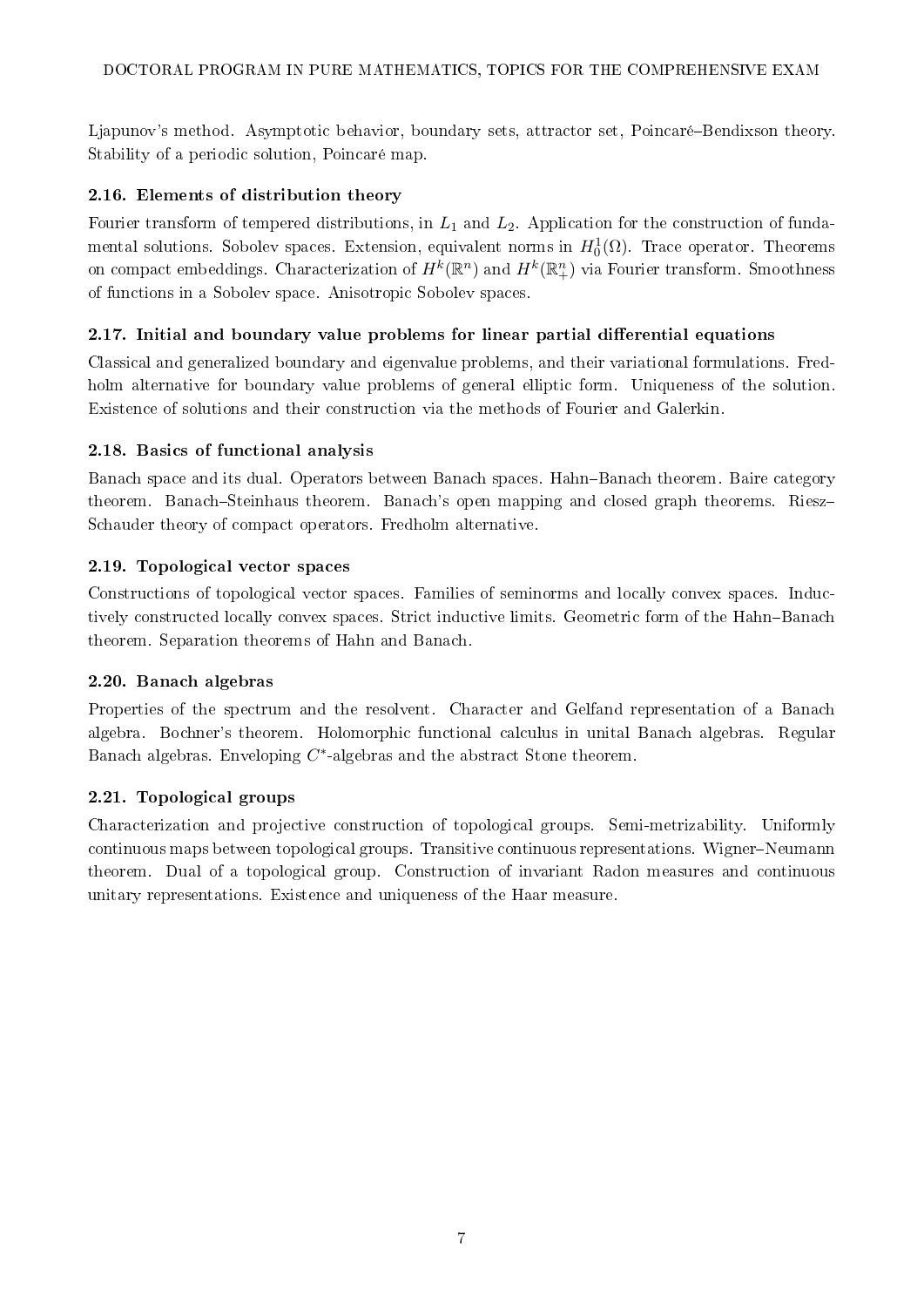Ljapunov's method. Asymptotic behavior, boundary sets, attractor set, Poincaré–Bendixson theory. Stability of a periodic solution, Poincaré map.

### 2.16. Elements of distribution theory

Fourier transform of tempered distributions, in $L_1$ and $L_2$. Application for the construction of fundamental solutions. Sobolev spaces. Extension, equivalent norms in $H_0^1(\Omega)$. Trace operator. Theorems on compact embeddings. Characterization of $H^k(\mathbb{R}^n)$ and $H^k(\mathbb{R}^n_+)$ via Fourier transform. Smoothness of functions in a Sobolev space. Anisotropic Sobolev spaces.

### 2.17. Initial and boundary value problems for linear partial differential equations

Classical and generalized boundary and eigenvalue problems, and their variational formulations. Fredholm alternative for boundary value problems of general elliptic form. Uniqueness of the solution. Existence of solutions and their construction via the methods of Fourier and Galerkin.

### 2.18. Basics of functional analysis

Banach space and its dual. Operators between Banach spaces. Hahn–Banach theorem. Baire category theorem. Banach–Steinhaus theorem. Banach's open mapping and closed graph theorems. Riesz–Schauder theory of compact operators. Fredholm alternative.

### 2.19. Topological vector spaces

Constructions of topological vector spaces. Families of seminorms and locally convex spaces. Inductively constructed locally convex spaces. Strict inductive limits. Geometric form of the Hahn–Banach theorem. Separation theorems of Hahn and Banach.

### 2.20. Banach algebras

Properties of the spectrum and the resolvent. Character and Gelfand representation of a Banach algebra. Bochner's theorem. Holomorphic functional calculus in unital Banach algebras. Regular Banach algebras. Enveloping $C^*$-algebras and the abstract Stone theorem.

### 2.21. Topological groups

Characterization and projective construction of topological groups. Semi-metrizability. Uniformly continuous maps between topological groups. Transitive continuous representations. Wigner–Neumann theorem. Dual of a topological group. Construction of invariant Radon measures and continuous unitary representations. Existence and uniqueness of the Haar measure.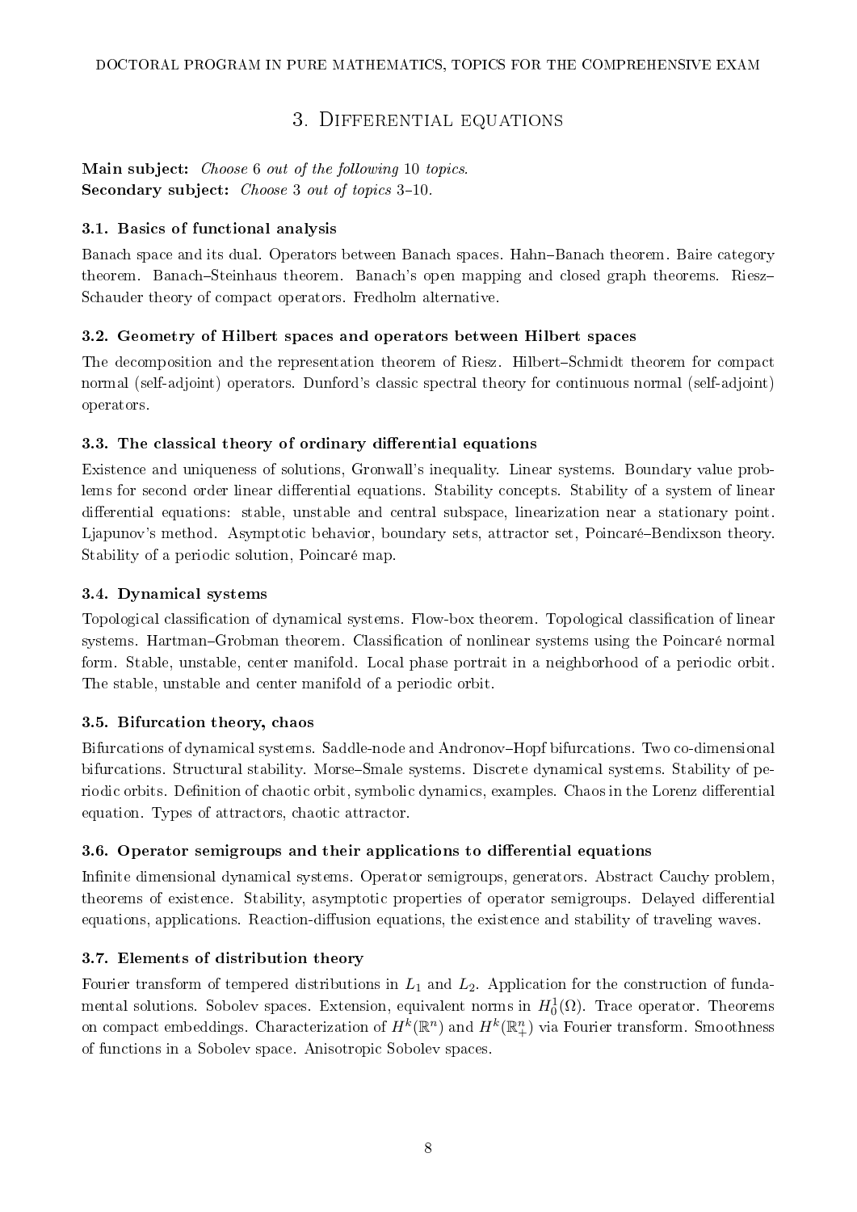## 3. Differential equations

**Main subject:** *Choose* 6 *out of the following* 10 *topics.*
**Secondary subject:** *Choose* 3 *out of topics* 3–10*.*

### 3.1. Basics of functional analysis

Banach space and its dual. Operators between Banach spaces. Hahn–Banach theorem. Baire category theorem. Banach–Steinhaus theorem. Banach's open mapping and closed graph theorems. Riesz–Schauder theory of compact operators. Fredholm alternative.

### 3.2. Geometry of Hilbert spaces and operators between Hilbert spaces

The decomposition and the representation theorem of Riesz. Hilbert–Schmidt theorem for compact normal (self-adjoint) operators. Dunford's classic spectral theory for continuous normal (self-adjoint) operators.

### 3.3. The classical theory of ordinary differential equations

Existence and uniqueness of solutions, Gronwall's inequality. Linear systems. Boundary value problems for second order linear differential equations. Stability concepts. Stability of a system of linear differential equations: stable, unstable and central subspace, linearization near a stationary point. Ljapunov's method. Asymptotic behavior, boundary sets, attractor set, Poincaré–Bendixson theory. Stability of a periodic solution, Poincaré map.

### 3.4. Dynamical systems

Topological classification of dynamical systems. Flow-box theorem. Topological classification of linear systems. Hartman–Grobman theorem. Classification of nonlinear systems using the Poincaré normal form. Stable, unstable, center manifold. Local phase portrait in a neighborhood of a periodic orbit. The stable, unstable and center manifold of a periodic orbit.

### 3.5. Bifurcation theory, chaos

Bifurcations of dynamical systems. Saddle-node and Andronov–Hopf bifurcations. Two co-dimensional bifurcations. Structural stability. Morse–Smale systems. Discrete dynamical systems. Stability of periodic orbits. Definition of chaotic orbit, symbolic dynamics, examples. Chaos in the Lorenz differential equation. Types of attractors, chaotic attractor.

### 3.6. Operator semigroups and their applications to differential equations

Infinite dimensional dynamical systems. Operator semigroups, generators. Abstract Cauchy problem, theorems of existence. Stability, asymptotic properties of operator semigroups. Delayed differential equations, applications. Reaction-diffusion equations, the existence and stability of traveling waves.

### 3.7. Elements of distribution theory

Fourier transform of tempered distributions in $L_1$ and $L_2$. Application for the construction of fundamental solutions. Sobolev spaces. Extension, equivalent norms in $H_0^1(\Omega)$. Trace operator. Theorems on compact embeddings. Characterization of $H^k(\mathbb{R}^n)$ and $H^k(\mathbb{R}^n_+)$ via Fourier transform. Smoothness of functions in a Sobolev space. Anisotropic Sobolev spaces.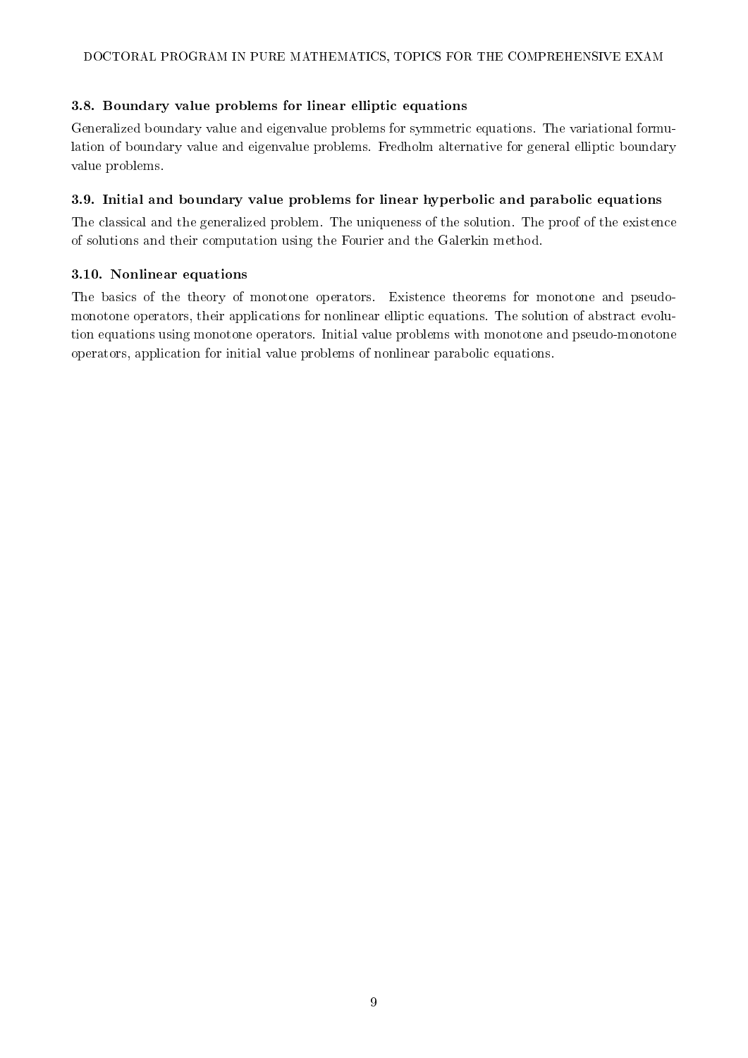### 3.8. Boundary value problems for linear elliptic equations

Generalized boundary value and eigenvalue problems for symmetric equations. The variational formulation of boundary value and eigenvalue problems. Fredholm alternative for general elliptic boundary value problems.

### 3.9. Initial and boundary value problems for linear hyperbolic and parabolic equations

The classical and the generalized problem. The uniqueness of the solution. The proof of the existence of solutions and their computation using the Fourier and the Galerkin method.

### 3.10. Nonlinear equations

The basics of the theory of monotone operators. Existence theorems for monotone and pseudo-monotone operators, their applications for nonlinear elliptic equations. The solution of abstract evolution equations using monotone operators. Initial value problems with monotone and pseudo-monotone operators, application for initial value problems of nonlinear parabolic equations.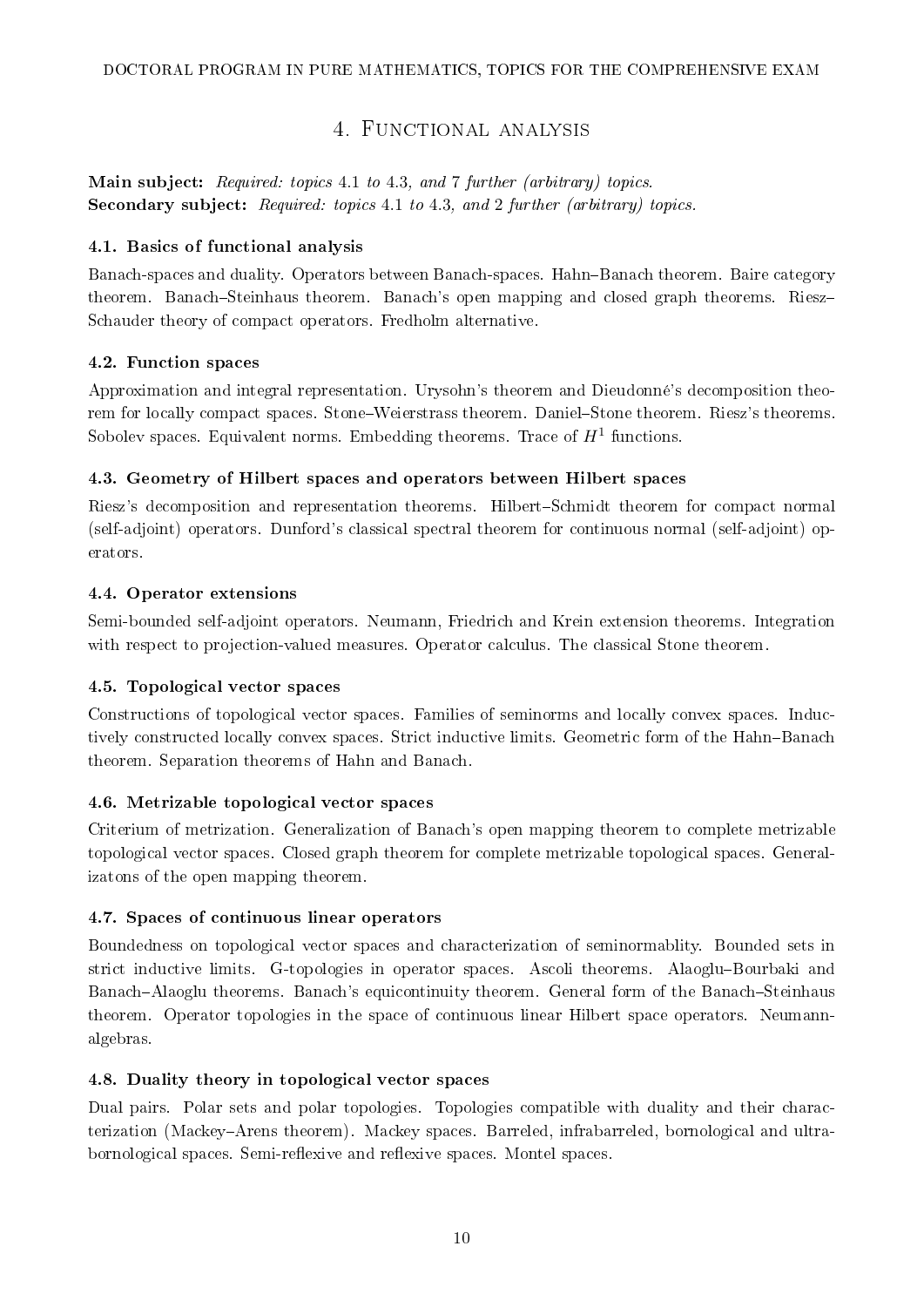## 4. Functional analysis

**Main subject:** *Required: topics 4.1 to 4.3, and 7 further (arbitrary) topics.*
**Secondary subject:** *Required: topics 4.1 to 4.3, and 2 further (arbitrary) topics.*

### 4.1. Basics of functional analysis

Banach-spaces and duality. Operators between Banach-spaces. Hahn–Banach theorem. Baire category theorem. Banach–Steinhaus theorem. Banach's open mapping and closed graph theorems. Riesz–Schauder theory of compact operators. Fredholm alternative.

### 4.2. Function spaces

Approximation and integral representation. Urysohn's theorem and Dieudonné's decomposition theorem for locally compact spaces. Stone–Weierstrass theorem. Daniel–Stone theorem. Riesz's theorems. Sobolev spaces. Equivalent norms. Embedding theorems. Trace of $H^1$ functions.

### 4.3. Geometry of Hilbert spaces and operators between Hilbert spaces

Riesz's decomposition and representation theorems. Hilbert–Schmidt theorem for compact normal (self-adjoint) operators. Dunford's classical spectral theorem for continuous normal (self-adjoint) operators.

### 4.4. Operator extensions

Semi-bounded self-adjoint operators. Neumann, Friedrich and Krein extension theorems. Integration with respect to projection-valued measures. Operator calculus. The classical Stone theorem.

### 4.5. Topological vector spaces

Constructions of topological vector spaces. Families of seminorms and locally convex spaces. Inductively constructed locally convex spaces. Strict inductive limits. Geometric form of the Hahn–Banach theorem. Separation theorems of Hahn and Banach.

### 4.6. Metrizable topological vector spaces

Criterium of metrization. Generalization of Banach's open mapping theorem to complete metrizable topological vector spaces. Closed graph theorem for complete metrizable topological spaces. Generalizatons of the open mapping theorem.

### 4.7. Spaces of continuous linear operators

Boundedness on topological vector spaces and characterization of seminormablity. Bounded sets in strict inductive limits. G-topologies in operator spaces. Ascoli theorems. Alaoglu–Bourbaki and Banach–Alaoglu theorems. Banach's equicontinuity theorem. General form of the Banach–Steinhaus theorem. Operator topologies in the space of continuous linear Hilbert space operators. Neumann-algebras.

### 4.8. Duality theory in topological vector spaces

Dual pairs. Polar sets and polar topologies. Topologies compatible with duality and their characterization (Mackey–Arens theorem). Mackey spaces. Barreled, infrabarreled, bornological and ultrabornological spaces. Semi-reflexive and reflexive spaces. Montel spaces.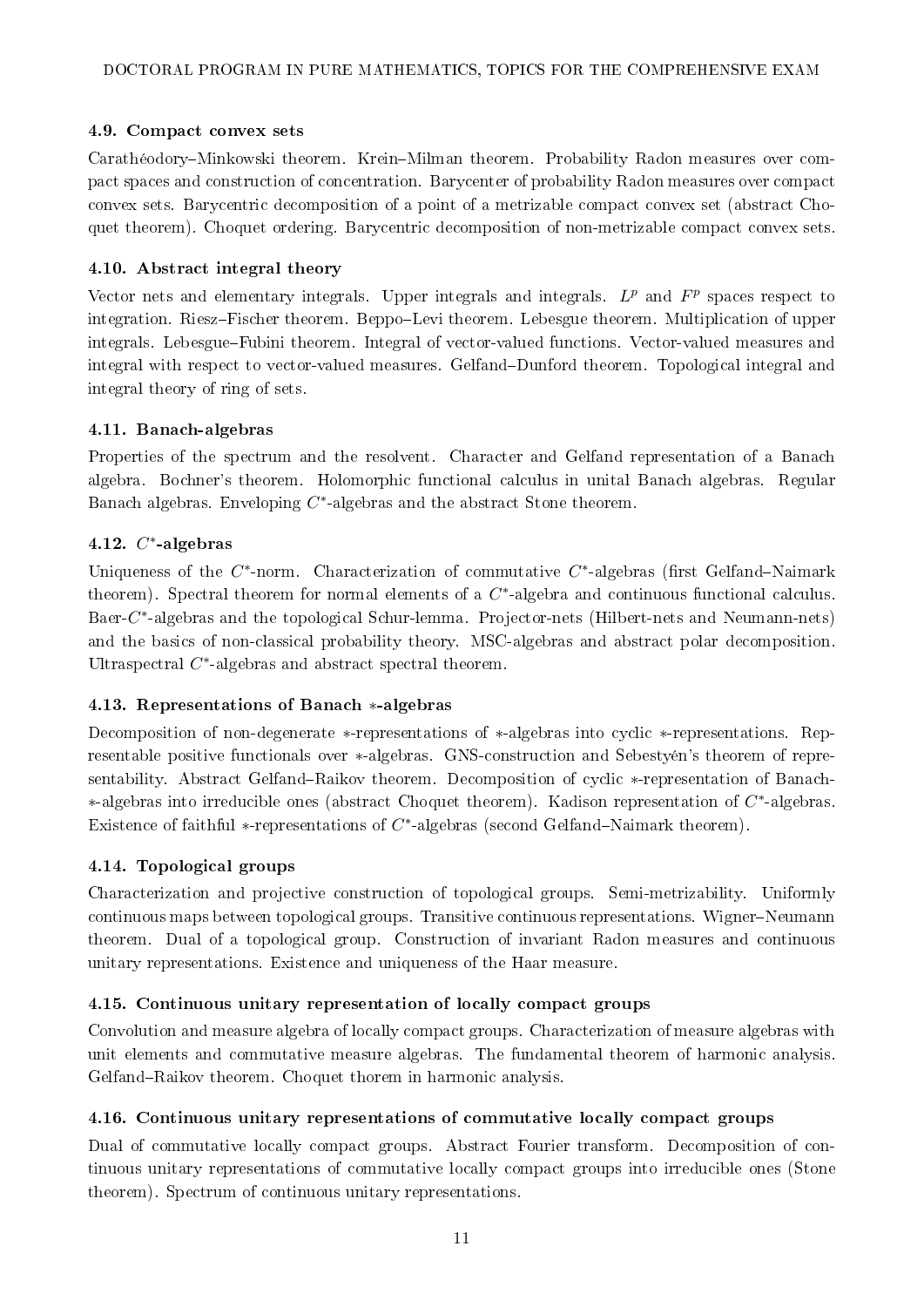### 4.9. Compact convex sets

Carathéodory–Minkowski theorem. Krein–Milman theorem. Probability Radon measures over compact spaces and construction of concentration. Barycenter of probability Radon measures over compact convex sets. Barycentric decomposition of a point of a metrizable compact convex set (abstract Choquet theorem). Choquet ordering. Barycentric decomposition of non-metrizable compact convex sets.

### 4.10. Abstract integral theory

Vector nets and elementary integrals. Upper integrals and integrals. $L^p$ and $F^p$ spaces respect to integration. Riesz–Fischer theorem. Beppo–Levi theorem. Lebesgue theorem. Multiplication of upper integrals. Lebesgue–Fubini theorem. Integral of vector-valued functions. Vector-valued measures and integral with respect to vector-valued measures. Gelfand–Dunford theorem. Topological integral and integral theory of ring of sets.

### 4.11. Banach-algebras

Properties of the spectrum and the resolvent. Character and Gelfand representation of a Banach algebra. Bochner's theorem. Holomorphic functional calculus in unital Banach algebras. Regular Banach algebras. Enveloping $C^*$-algebras and the abstract Stone theorem.

### 4.12. $C^*$-algebras

Uniqueness of the $C^*$-norm. Characterization of commutative $C^*$-algebras (first Gelfand–Naimark theorem). Spectral theorem for normal elements of a $C^*$-algebra and continuous functional calculus. Baer-$C^*$-algebras and the topological Schur-lemma. Projector-nets (Hilbert-nets and Neumann-nets) and the basics of non-classical probability theory. MSC-algebras and abstract polar decomposition. Ultraspectral $C^*$-algebras and abstract spectral theorem.

### 4.13. Representations of Banach $*$-algebras

Decomposition of non-degenerate $*$-representations of $*$-algebras into cyclic $*$-representations. Representable positive functionals over $*$-algebras. GNS-construction and Sebestyén's theorem of representability. Abstract Gelfand–Raikov theorem. Decomposition of cyclic $*$-representation of Banach-$*$-algebras into irreducible ones (abstract Choquet theorem). Kadison representation of $C^*$-algebras. Existence of faithful $*$-representations of $C^*$-algebras (second Gelfand–Naimark theorem).

### 4.14. Topological groups

Characterization and projective construction of topological groups. Semi-metrizability. Uniformly continuous maps between topological groups. Transitive continuous representations. Wigner–Neumann theorem. Dual of a topological group. Construction of invariant Radon measures and continuous unitary representations. Existence and uniqueness of the Haar measure.

### 4.15. Continuous unitary representation of locally compact groups

Convolution and measure algebra of locally compact groups. Characterization of measure algebras with unit elements and commutative measure algebras. The fundamental theorem of harmonic analysis. Gelfand–Raikov theorem. Choquet thorem in harmonic analysis.

### 4.16. Continuous unitary representations of commutative locally compact groups

Dual of commutative locally compact groups. Abstract Fourier transform. Decomposition of continuous unitary representations of commutative locally compact groups into irreducible ones (Stone theorem). Spectrum of continuous unitary representations.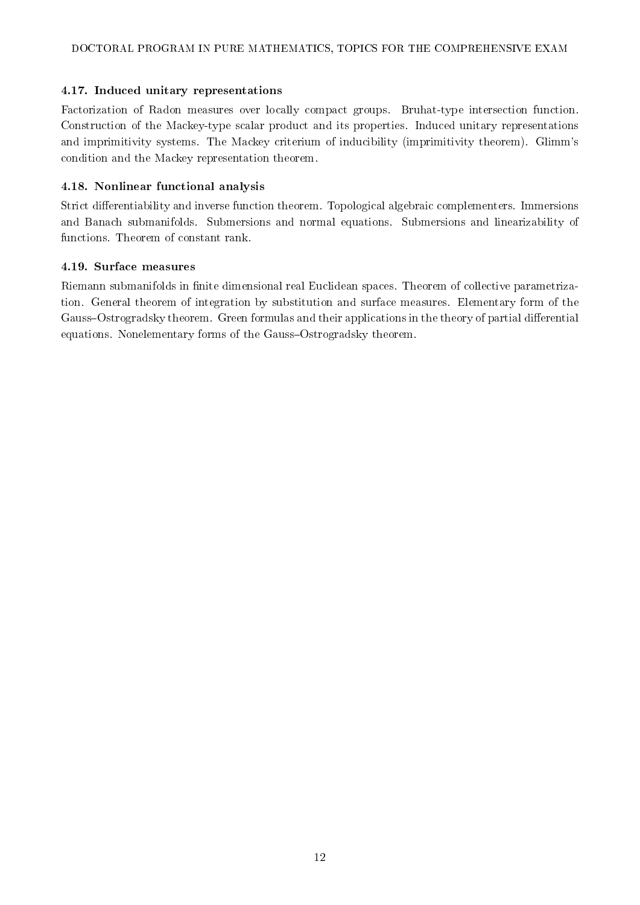### 4.17. Induced unitary representations

Factorization of Radon measures over locally compact groups. Bruhat-type intersection function. Construction of the Mackey-type scalar product and its properties. Induced unitary representations and imprimitivity systems. The Mackey criterium of inducibility (imprimitivity theorem). Glimm's condition and the Mackey representation theorem.

### 4.18. Nonlinear functional analysis

Strict differentiability and inverse function theorem. Topological algebraic complementers. Immersions and Banach submanifolds. Submersions and normal equations. Submersions and linearizability of functions. Theorem of constant rank.

### 4.19. Surface measures

Riemann submanifolds in finite dimensional real Euclidean spaces. Theorem of collective parametrization. General theorem of integration by substitution and surface measures. Elementary form of the Gauss–Ostrogradsky theorem. Green formulas and their applications in the theory of partial differential equations. Nonelementary forms of the Gauss–Ostrogradsky theorem.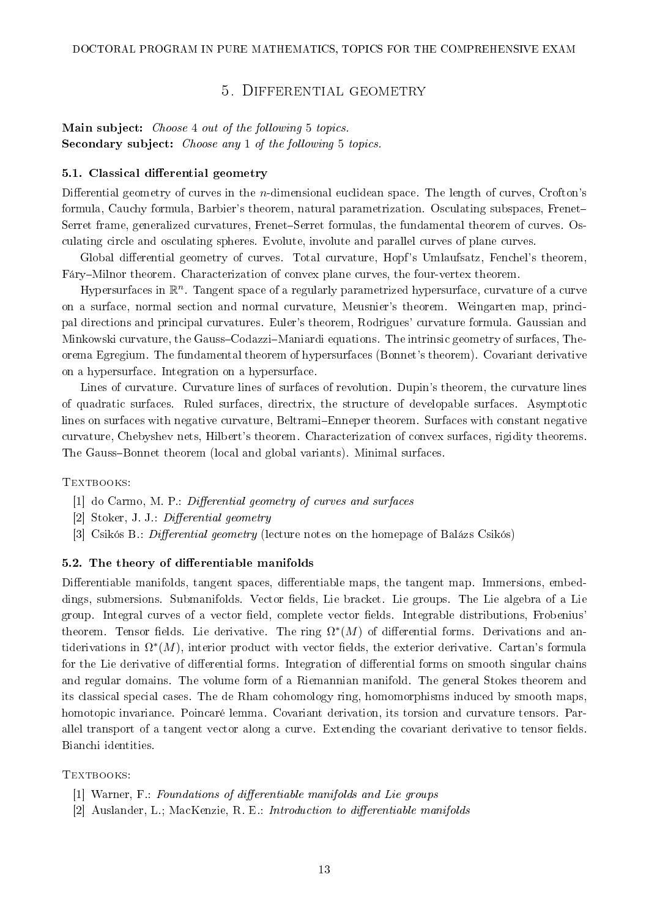# 5. Differential geometry

**Main subject:** *Choose* 4 *out of the following* 5 *topics.*
**Secondary subject:** *Choose any* 1 *of the following* 5 *topics.*

### 5.1. Classical differential geometry

Differential geometry of curves in the $n$-dimensional euclidean space. The length of curves, Crofton's formula, Cauchy formula, Barbier's theorem, natural parametrization. Osculating subspaces, Frenet–Serret frame, generalized curvatures, Frenet–Serret formulas, the fundamental theorem of curves. Osculating circle and osculating spheres. Evolute, involute and parallel curves of plane curves.

Global differential geometry of curves. Total curvature, Hopf's Umlaufsatz, Fenchel's theorem, Fáry–Milnor theorem. Characterization of convex plane curves, the four-vertex theorem.

Hypersurfaces in $\mathbb{R}^n$. Tangent space of a regularly parametrized hypersurface, curvature of a curve on a surface, normal section and normal curvature, Meusnier's theorem. Weingarten map, principal directions and principal curvatures. Euler's theorem, Rodrigues' curvature formula. Gaussian and Minkowski curvature, the Gauss–Codazzi–Maniardi equations. The intrinsic geometry of surfaces, Theorema Egregium. The fundamental theorem of hypersurfaces (Bonnet's theorem). Covariant derivative on a hypersurface. Integration on a hypersurface.

Lines of curvature. Curvature lines of surfaces of revolution. Dupin's theorem, the curvature lines of quadratic surfaces. Ruled surfaces, directrix, the structure of developable surfaces. Asymptotic lines on surfaces with negative curvature, Beltrami–Enneper theorem. Surfaces with constant negative curvature, Chebyshev nets, Hilbert's theorem. Characterization of convex surfaces, rigidity theorems. The Gauss–Bonnet theorem (local and global variants). Minimal surfaces.

Textbooks:

[1] do Carmo, M. P.: *Differential geometry of curves and surfaces*
[2] Stoker, J. J.: *Differential geometry*
[3] Csikós B.: *Differential geometry* (lecture notes on the homepage of Balázs Csikós)

### 5.2. The theory of differentiable manifolds

Differentiable manifolds, tangent spaces, differentiable maps, the tangent map. Immersions, embeddings, submersions. Submanifolds. Vector fields, Lie bracket. Lie groups. The Lie algebra of a Lie group. Integral curves of a vector field, complete vector fields. Integrable distributions, Frobenius' theorem. Tensor fields. Lie derivative. The ring $\Omega^*(M)$ of differential forms. Derivations and antiderivations in $\Omega^*(M)$, interior product with vector fields, the exterior derivative. Cartan's formula for the Lie derivative of differential forms. Integration of differential forms on smooth singular chains and regular domains. The volume form of a Riemannian manifold. The general Stokes theorem and its classical special cases. The de Rham cohomology ring, homomorphisms induced by smooth maps, homotopic invariance. Poincaré lemma. Covariant derivation, its torsion and curvature tensors. Parallel transport of a tangent vector along a curve. Extending the covariant derivative to tensor fields. Bianchi identities.

Textbooks:

[1] Warner, F.: *Foundations of differentiable manifolds and Lie groups*
[2] Auslander, L.; MacKenzie, R. E.: *Introduction to differentiable manifolds*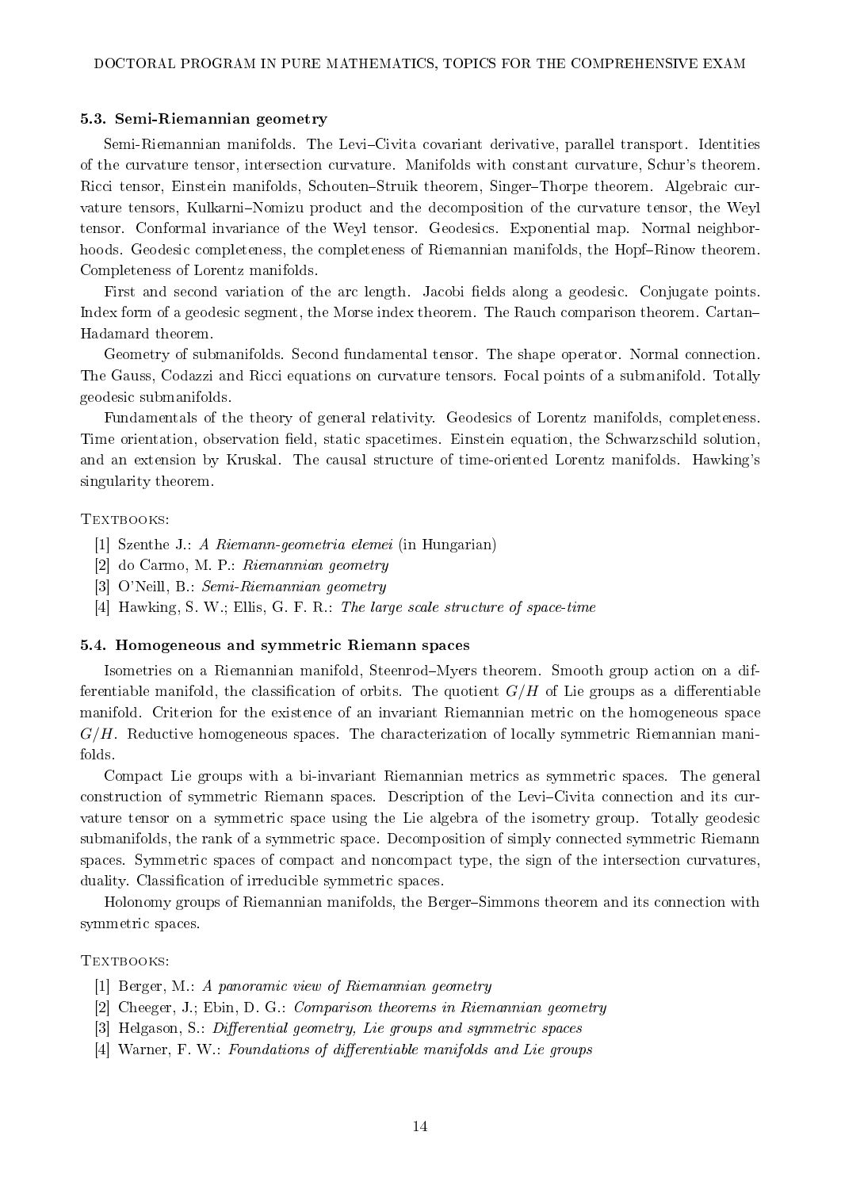### 5.3. Semi-Riemannian geometry

Semi-Riemannian manifolds. The Levi–Civita covariant derivative, parallel transport. Identities of the curvature tensor, intersection curvature. Manifolds with constant curvature, Schur's theorem. Ricci tensor, Einstein manifolds, Schouten–Struik theorem, Singer–Thorpe theorem. Algebraic curvature tensors, Kulkarni–Nomizu product and the decomposition of the curvature tensor, the Weyl tensor. Conformal invariance of the Weyl tensor. Geodesics. Exponential map. Normal neighborhoods. Geodesic completeness, the completeness of Riemannian manifolds, the Hopf–Rinow theorem. Completeness of Lorentz manifolds.

First and second variation of the arc length. Jacobi fields along a geodesic. Conjugate points. Index form of a geodesic segment, the Morse index theorem. The Rauch comparison theorem. Cartan–Hadamard theorem.

Geometry of submanifolds. Second fundamental tensor. The shape operator. Normal connection. The Gauss, Codazzi and Ricci equations on curvature tensors. Focal points of a submanifold. Totally geodesic submanifolds.

Fundamentals of the theory of general relativity. Geodesics of Lorentz manifolds, completeness. Time orientation, observation field, static spacetimes. Einstein equation, the Schwarzschild solution, and an extension by Kruskal. The causal structure of time-oriented Lorentz manifolds. Hawking's singularity theorem.

Textbooks:

[1] Szenthe J.: *A Riemann-geometria elemei* (in Hungarian)
[2] do Carmo, M. P.: *Riemannian geometry*
[3] O'Neill, B.: *Semi-Riemannian geometry*
[4] Hawking, S. W.; Ellis, G. F. R.: *The large scale structure of space-time*

### 5.4. Homogeneous and symmetric Riemann spaces

Isometries on a Riemannian manifold, Steenrod–Myers theorem. Smooth group action on a differentiable manifold, the classification of orbits. The quotient $G/H$ of Lie groups as a differentiable manifold. Criterion for the existence of an invariant Riemannian metric on the homogeneous space $G/H$. Reductive homogeneous spaces. The characterization of locally symmetric Riemannian manifolds.

Compact Lie groups with a bi-invariant Riemannian metrics as symmetric spaces. The general construction of symmetric Riemann spaces. Description of the Levi–Civita connection and its curvature tensor on a symmetric space using the Lie algebra of the isometry group. Totally geodesic submanifolds, the rank of a symmetric space. Decomposition of simply connected symmetric Riemann spaces. Symmetric spaces of compact and noncompact type, the sign of the intersection curvatures, duality. Classification of irreducible symmetric spaces.

Holonomy groups of Riemannian manifolds, the Berger–Simmons theorem and its connection with symmetric spaces.

Textbooks:

[1] Berger, M.: *A panoramic view of Riemannian geometry*
[2] Cheeger, J.; Ebin, D. G.: *Comparison theorems in Riemannian geometry*
[3] Helgason, S.: *Differential geometry, Lie groups and symmetric spaces*
[4] Warner, F. W.: *Foundations of differentiable manifolds and Lie groups*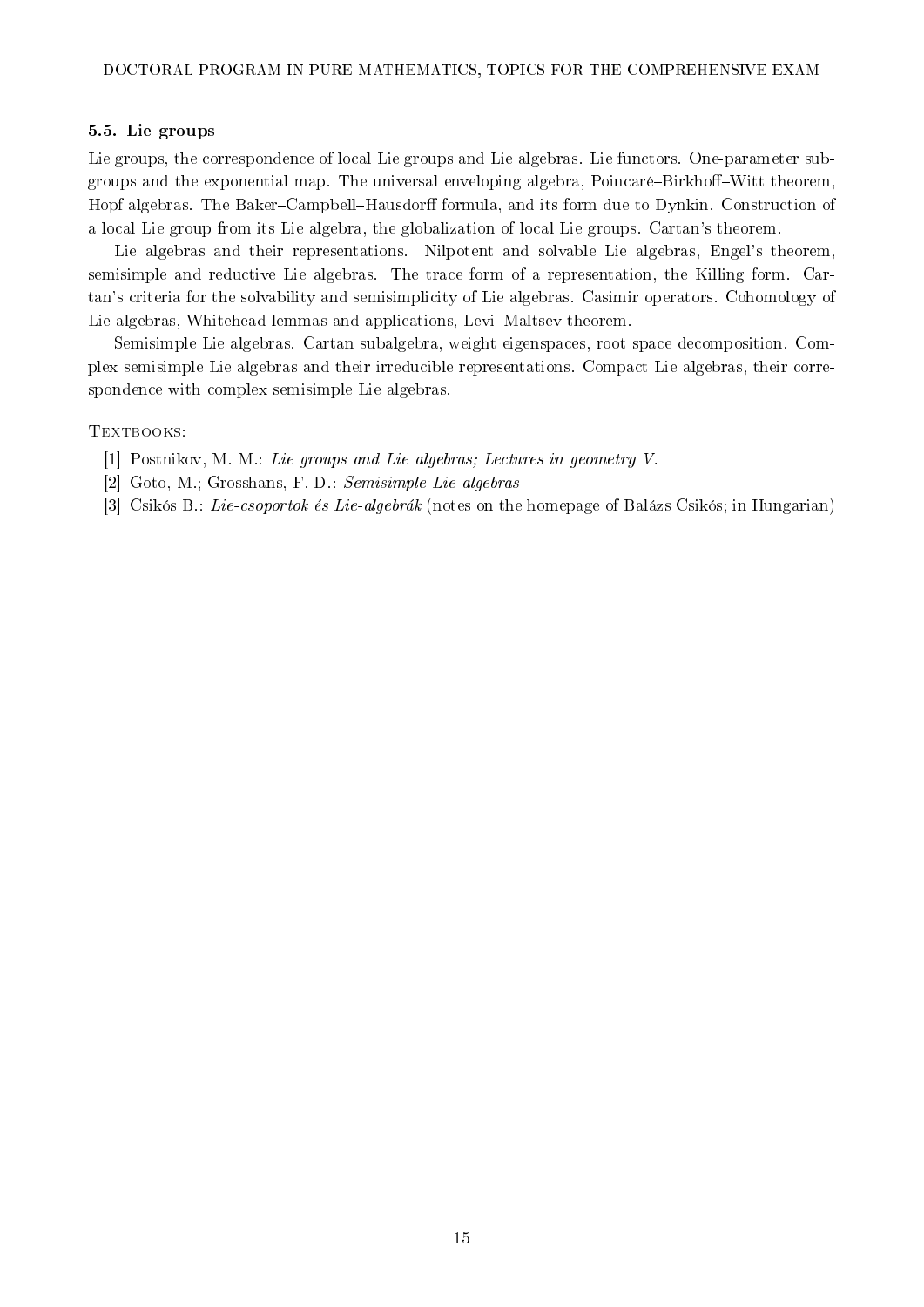### 5.5. Lie groups

Lie groups, the correspondence of local Lie groups and Lie algebras. Lie functors. One-parameter subgroups and the exponential map. The universal enveloping algebra, Poincaré–Birkhoff–Witt theorem, Hopf algebras. The Baker–Campbell–Hausdorff formula, and its form due to Dynkin. Construction of a local Lie group from its Lie algebra, the globalization of local Lie groups. Cartan's theorem.

Lie algebras and their representations. Nilpotent and solvable Lie algebras, Engel's theorem, semisimple and reductive Lie algebras. The trace form of a representation, the Killing form. Cartan's criteria for the solvability and semisimplicity of Lie algebras. Casimir operators. Cohomology of Lie algebras, Whitehead lemmas and applications, Levi–Maltsev theorem.

Semisimple Lie algebras. Cartan subalgebra, weight eigenspaces, root space decomposition. Complex semisimple Lie algebras and their irreducible representations. Compact Lie algebras, their correspondence with complex semisimple Lie algebras.

Textbooks:

[1] Postnikov, M. M.: *Lie groups and Lie algebras; Lectures in geometry V.*

[2] Goto, M.; Grosshans, F. D.: *Semisimple Lie algebras*

[3] Csikós B.: *Lie-csoportok és Lie-algebrák* (notes on the homepage of Balázs Csikós; in Hungarian)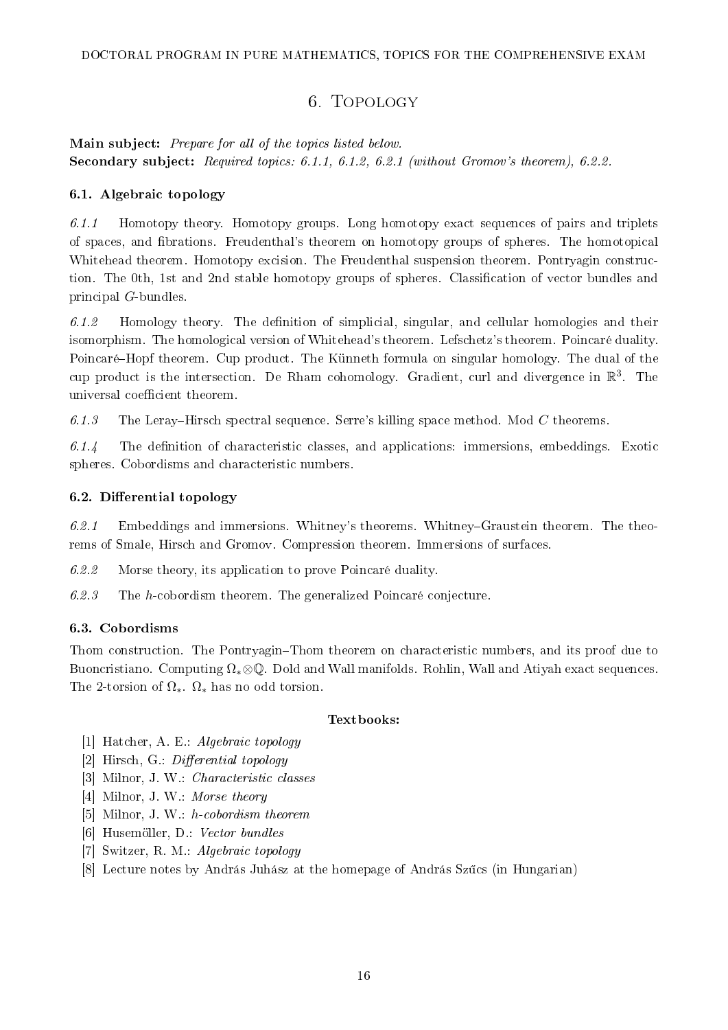## 6. Topology

**Main subject:** *Prepare for all of the topics listed below.*
**Secondary subject:** *Required topics: 6.1.1, 6.1.2, 6.2.1 (without Gromov's theorem), 6.2.2.*

### 6.1. Algebraic topology

*6.1.1* Homotopy theory. Homotopy groups. Long homotopy exact sequences of pairs and triplets of spaces, and fibrations. Freudenthal's theorem on homotopy groups of spheres. The homotopical Whitehead theorem. Homotopy excision. The Freudenthal suspension theorem. Pontryagin construction. The 0th, 1st and 2nd stable homotopy groups of spheres. Classification of vector bundles and principal $G$-bundles.

*6.1.2* Homology theory. The definition of simplicial, singular, and cellular homologies and their isomorphism. The homological version of Whitehead's theorem. Lefschetz's theorem. Poincaré duality. Poincaré–Hopf theorem. Cup product. The Künneth formula on singular homology. The dual of the cup product is the intersection. De Rham cohomology. Gradient, curl and divergence in $\mathbb{R}^3$. The universal coefficient theorem.

*6.1.3* The Leray–Hirsch spectral sequence. Serre's killing space method. Mod $C$ theorems.

*6.1.4* The definition of characteristic classes, and applications: immersions, embeddings. Exotic spheres. Cobordisms and characteristic numbers.

### 6.2. Differential topology

*6.2.1* Embeddings and immersions. Whitney's theorems. Whitney–Graustein theorem. The theorems of Smale, Hirsch and Gromov. Compression theorem. Immersions of surfaces.

*6.2.2* Morse theory, its application to prove Poincaré duality.

*6.2.3* The $h$-cobordism theorem. The generalized Poincaré conjecture.

### 6.3. Cobordisms

Thom construction. The Pontryagin–Thom theorem on characteristic numbers, and its proof due to Buoncristiano. Computing $\Omega_*\otimes\mathbb{Q}$. Dold and Wall manifolds. Rohlin, Wall and Atiyah exact sequences. The 2-torsion of $\Omega_*$. $\Omega_*$ has no odd torsion.

#### Textbooks:

[1] Hatcher, A. E.: *Algebraic topology*
[2] Hirsch, G.: *Differential topology*
[3] Milnor, J. W.: *Characteristic classes*
[4] Milnor, J. W.: *Morse theory*
[5] Milnor, J. W.: *h-cobordism theorem*
[6] Husemöller, D.: *Vector bundles*
[7] Switzer, R. M.: *Algebraic topology*
[8] Lecture notes by András Juhász at the homepage of András Szűcs (in Hungarian)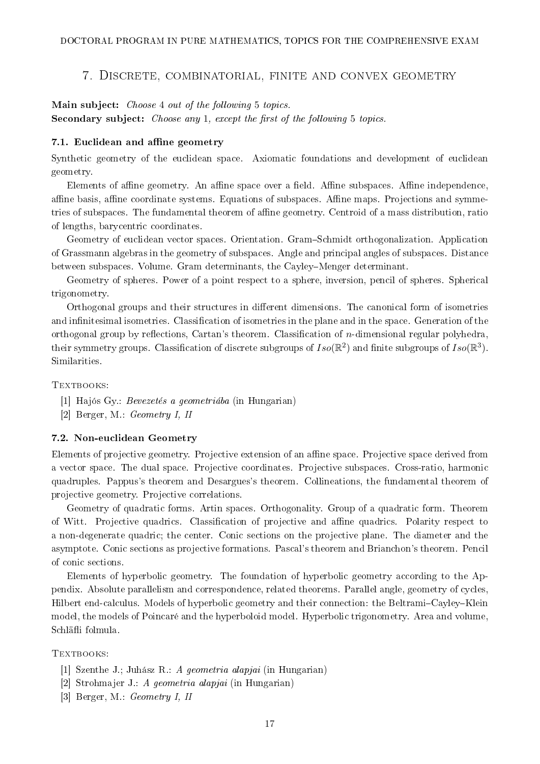## 7. Discrete, combinatorial, finite and convex geometry

**Main subject:** *Choose 4 out of the following 5 topics.*
**Secondary subject:** *Choose any 1, except the first of the following 5 topics.*

### 7.1. Euclidean and affine geometry

Synthetic geometry of the euclidean space. Axiomatic foundations and development of euclidean geometry.

Elements of affine geometry. An affine space over a field. Affine subspaces. Affine independence, affine basis, affine coordinate systems. Equations of subspaces. Affine maps. Projections and symmetries of subspaces. The fundamental theorem of affine geometry. Centroid of a mass distribution, ratio of lengths, barycentric coordinates.

Geometry of euclidean vector spaces. Orientation. Gram–Schmidt orthogonalization. Application of Grassmann algebras in the geometry of subspaces. Angle and principal angles of subspaces. Distance between subspaces. Volume. Gram determinants, the Cayley–Menger determinant.

Geometry of spheres. Power of a point respect to a sphere, inversion, pencil of spheres. Spherical trigonometry.

Orthogonal groups and their structures in different dimensions. The canonical form of isometries and infinitesimal isometries. Classification of isometries in the plane and in the space. Generation of the orthogonal group by reflections, Cartan's theorem. Classification of $n$-dimensional regular polyhedra, their symmetry groups. Classification of discrete subgroups of $Iso(\mathbb{R}^2)$ and finite subgroups of $Iso(\mathbb{R}^3)$. Similarities.

Textbooks:

[1] Hajós Gy.: *Bevezetés a geometriába* (in Hungarian)
[2] Berger, M.: *Geometry I, II*

### 7.2. Non-euclidean Geometry

Elements of projective geometry. Projective extension of an affine space. Projective space derived from a vector space. The dual space. Projective coordinates. Projective subspaces. Cross-ratio, harmonic quadruples. Pappus's theorem and Desargues's theorem. Collineations, the fundamental theorem of projective geometry. Projective correlations.

Geometry of quadratic forms. Artin spaces. Orthogonality. Group of a quadratic form. Theorem of Witt. Projective quadrics. Classification of projective and affine quadrics. Polarity respect to a non-degenerate quadric; the center. Conic sections on the projective plane. The diameter and the asymptote. Conic sections as projective formations. Pascal's theorem and Brianchon's theorem. Pencil of conic sections.

Elements of hyperbolic geometry. The foundation of hyperbolic geometry according to the Appendix. Absolute parallelism and correspondence, related theorems. Parallel angle, geometry of cycles, Hilbert end-calculus. Models of hyperbolic geometry and their connection: the Beltrami–Cayley–Klein model, the models of Poincaré and the hyperboloid model. Hyperbolic trigonometry. Area and volume, Schläfli folmula.

Textbooks:

[1] Szenthe J.; Juhász R.: *A geometria alapjai* (in Hungarian)
[2] Strohmajer J.: *A geometria alapjai* (in Hungarian)
[3] Berger, M.: *Geometry I, II*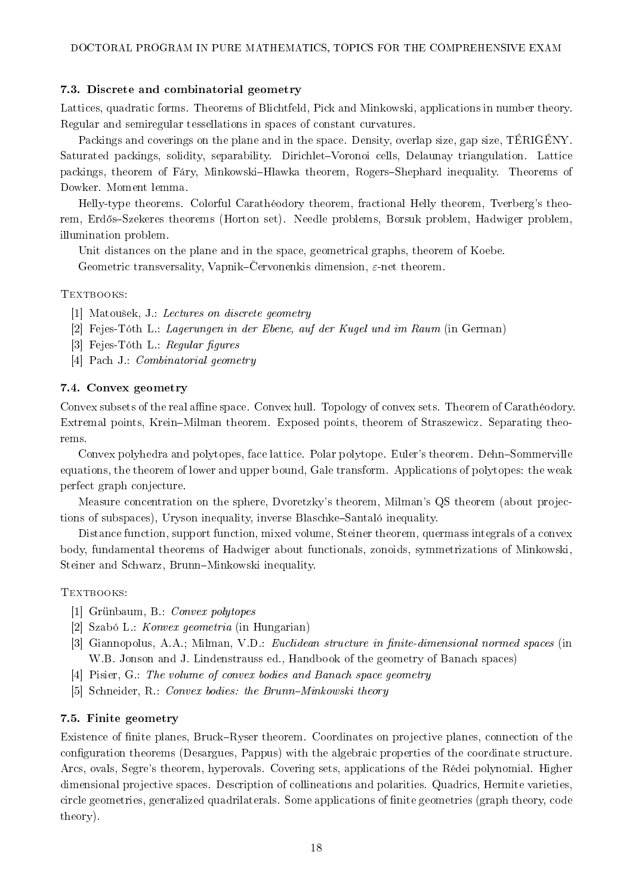### 7.3. Discrete and combinatorial geometry

Lattices, quadratic forms. Theorems of Blichtfeld, Pick and Minkowski, applications in number theory. Regular and semiregular tessellations in spaces of constant curvatures.

Packings and coverings on the plane and in the space. Density, overlap size, gap size, TÉRIGÉNY. Saturated packings, solidity, separability. Dirichlet–Voronoi cells, Delaunay triangulation. Lattice packings, theorem of Fáry, Minkowski–Hlawka theorem, Rogers–Shephard inequality. Theorems of Dowker. Moment lemma.

Helly-type theorems. Colorful Carathéodory theorem, fractional Helly theorem, Tverberg's theorem, Erdős–Szekeres theorems (Horton set). Needle problems, Borsuk problem, Hadwiger problem, illumination problem.

Unit distances on the plane and in the space, geometrical graphs, theorem of Koebe.

Geometric transversality, Vapnik–Červonenkis dimension, $\varepsilon$-net theorem.

Textbooks:

[1] Matoušek, J.: *Lectures on discrete geometry*
[2] Fejes-Tóth L.: *Lagerungen in der Ebene, auf der Kugel und im Raum* (in German)
[3] Fejes-Tóth L.: *Regular figures*
[4] Pach J.: *Combinatorial geometry*

### 7.4. Convex geometry

Convex subsets of the real affine space. Convex hull. Topology of convex sets. Theorem of Carathéodory. Extremal points, Krein–Milman theorem. Exposed points, theorem of Straszewicz. Separating theorems.

Convex polyhedra and polytopes, face lattice. Polar polytope. Euler's theorem. Dehn–Sommerville equations, the theorem of lower and upper bound, Gale transform. Applications of polytopes: the weak perfect graph conjecture.

Measure concentration on the sphere, Dvoretzky's theorem, Milman's QS theorem (about projections of subspaces), Uryson inequality, inverse Blaschke–Santaló inequality.

Distance function, support function, mixed volume, Steiner theorem, quermass integrals of a convex body, fundamental theorems of Hadwiger about functionals, zonoids, symmetrizations of Minkowski, Steiner and Schwarz, Brunn–Minkowski inequality.

Textbooks:

[1] Grünbaum, B.: *Convex polytopes*
[2] Szabó L.: *Konvex geometria* (in Hungarian)
[3] Giannopolus, A.A.; Milman, V.D.: *Euclidean structure in finite-dimensional normed spaces* (in W.B. Jonson and J. Lindenstrauss ed., Handbook of the geometry of Banach spaces)
[4] Pisier, G.: *The volume of convex bodies and Banach space geometry*
[5] Schneider, R.: *Convex bodies: the Brunn–Minkowski theory*

### 7.5. Finite geometry

Existence of finite planes, Bruck–Ryser theorem. Coordinates on projective planes, connection of the configuration theorems (Desargues, Pappus) with the algebraic properties of the coordinate structure. Arcs, ovals, Segre's theorem, hyperovals. Covering sets, applications of the Rédei polynomial. Higher dimensional projective spaces. Description of collineations and polarities. Quadrics, Hermite varieties, circle geometries, generalized quadrilaterals. Some applications of finite geometries (graph theory, code theory).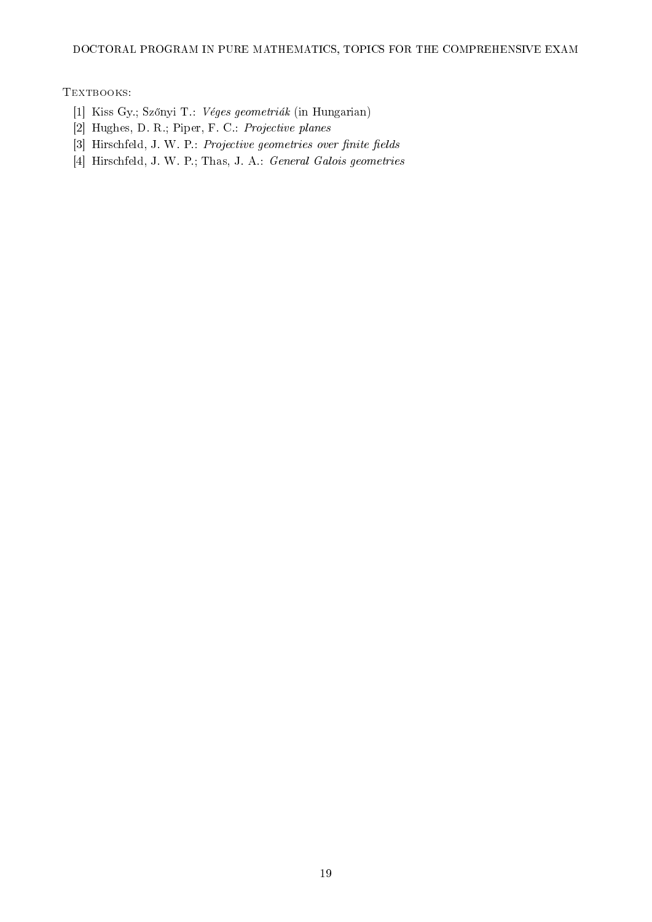Textbooks:

[1] Kiss Gy.; Szőnyi T.: *Véges geometriák* (in Hungarian)
[2] Hughes, D. R.; Piper, F. C.: *Projective planes*
[3] Hirschfeld, J. W. P.: *Projective geometries over finite fields*
[4] Hirschfeld, J. W. P.; Thas, J. A.: *General Galois geometries*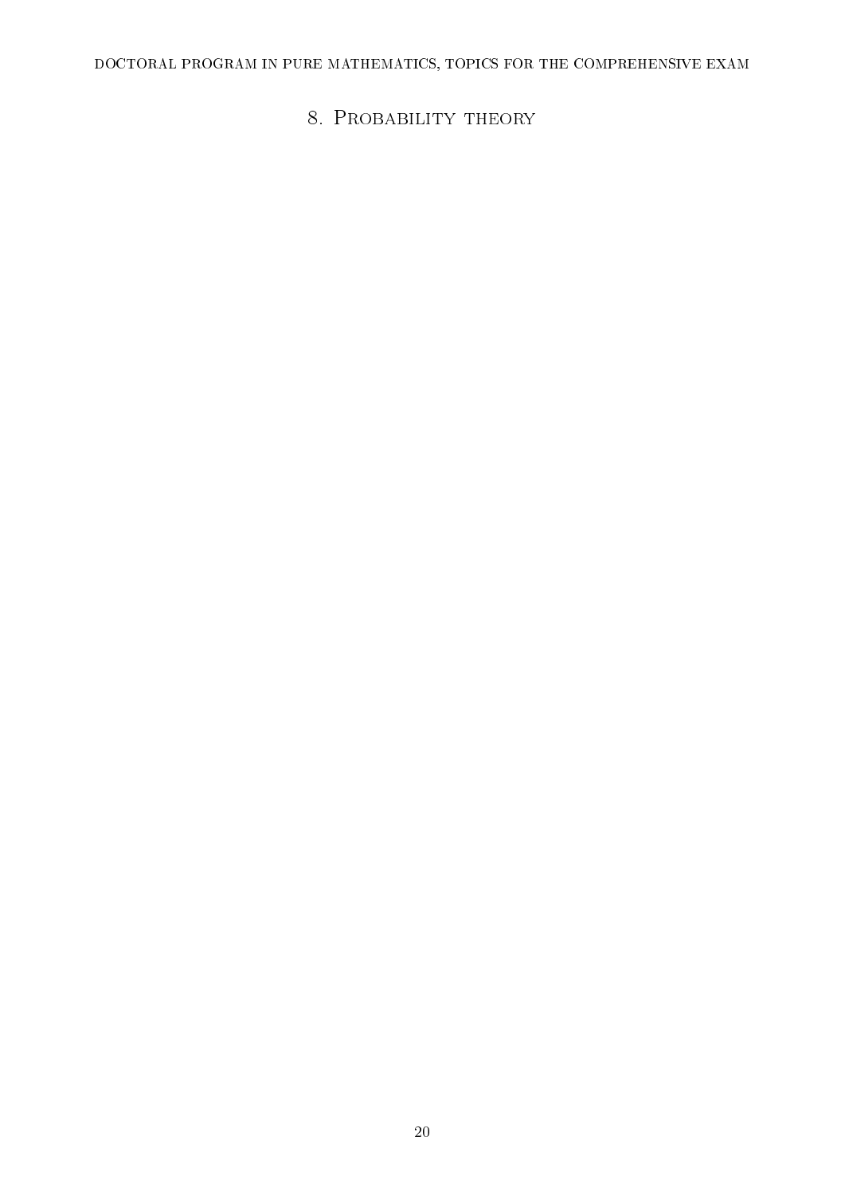# 8. Probability theory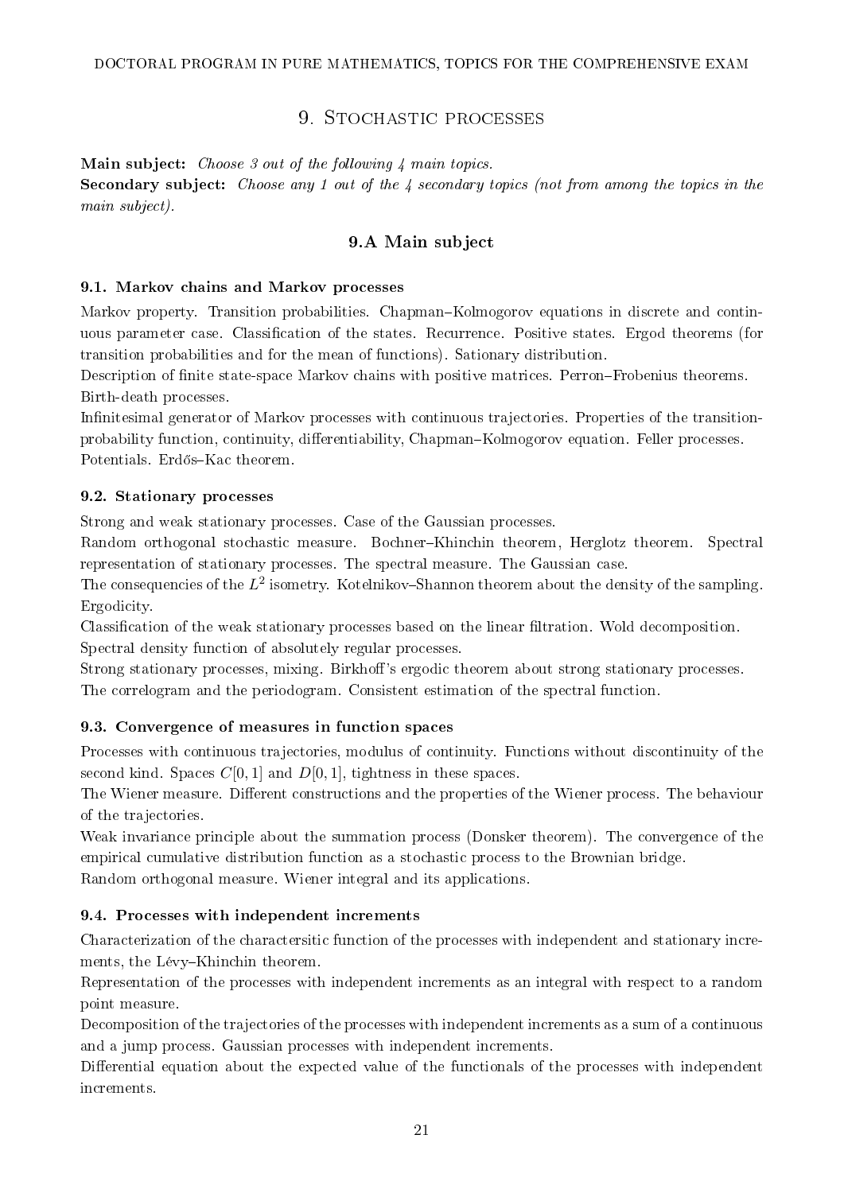## 9. Stochastic processes

**Main subject:** *Choose 3 out of the following 4 main topics.*
**Secondary subject:** *Choose any 1 out of the 4 secondary topics (not from among the topics in the main subject).*

### 9.A Main subject

#### 9.1. Markov chains and Markov processes

Markov property. Transition probabilities. Chapman–Kolmogorov equations in discrete and continuous parameter case. Classification of the states. Recurrence. Positive states. Ergod theorems (for transition probabilities and for the mean of functions). Sationary distribution.
Description of finite state-space Markov chains with positive matrices. Perron–Frobenius theorems. Birth-death processes.
Infinitesimal generator of Markov processes with continuous trajectories. Properties of the transition-probability function, continuity, differentiability, Chapman–Kolmogorov equation. Feller processes. Potentials. Erdős–Kac theorem.

#### 9.2. Stationary processes

Strong and weak stationary processes. Case of the Gaussian processes.
Random orthogonal stochastic measure. Bochner–Khinchin theorem, Herglotz theorem. Spectral representation of stationary processes. The spectral measure. The Gaussian case.
The consequencies of the $L^2$ isometry. Kotelnikov–Shannon theorem about the density of the sampling. Ergodicity.
Classification of the weak stationary processes based on the linear filtration. Wold decomposition. Spectral density function of absolutely regular processes.
Strong stationary processes, mixing. Birkhoff's ergodic theorem about strong stationary processes. The correlogram and the periodogram. Consistent estimation of the spectral function.

#### 9.3. Convergence of measures in function spaces

Processes with continuous trajectories, modulus of continuity. Functions without discontinuity of the second kind. Spaces $C[0,1]$ and $D[0,1]$, tightness in these spaces.
The Wiener measure. Different constructions and the properties of the Wiener process. The behaviour of the trajectories.
Weak invariance principle about the summation process (Donsker theorem). The convergence of the empirical cumulative distribution function as a stochastic process to the Brownian bridge.
Random orthogonal measure. Wiener integral and its applications.

#### 9.4. Processes with independent increments

Characterization of the charactersitic function of the processes with independent and stationary increments, the Lévy–Khinchin theorem.
Representation of the processes with independent increments as an integral with respect to a random point measure.
Decomposition of the trajectories of the processes with independent increments as a sum of a continuous and a jump process. Gaussian processes with independent increments.
Differential equation about the expected value of the functionals of the processes with independent increments.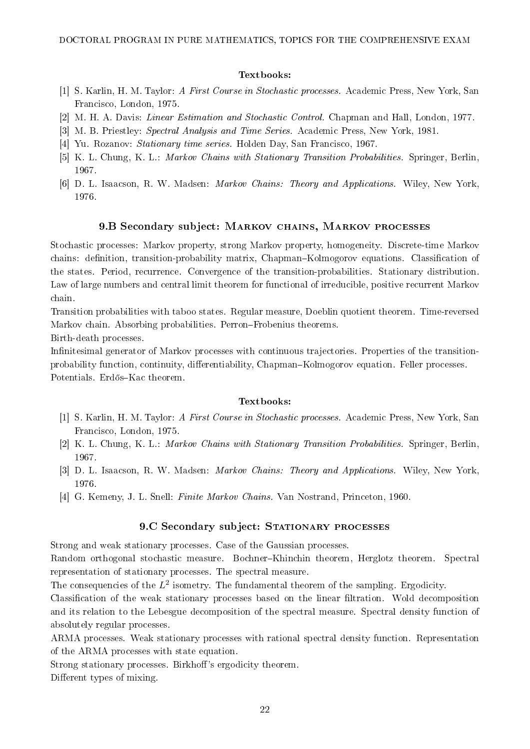**Textbooks:**

[1] S. Karlin, H. M. Taylor: *A First Course in Stochastic processes.* Academic Press, New York, San Francisco, London, 1975.

[2] M. H. A. Davis: *Linear Estimation and Stochastic Control.* Chapman and Hall, London, 1977.

[3] M. B. Priestley: *Spectral Analysis and Time Series.* Academic Press, New York, 1981.

[4] Yu. Rozanov: *Stationary time series.* Holden Day, San Francisco, 1967.

[5] K. L. Chung, K. L.: *Markov Chains with Stationary Transition Probabilities.* Springer, Berlin, 1967.

[6] D. L. Isaacson, R. W. Madsen: *Markov Chains: Theory and Applications.* Wiley, New York, 1976.

## 9.B Secondary subject: Markov chains, Markov processes

Stochastic processes: Markov property, strong Markov property, homogeneity. Discrete-time Markov chains: definition, transition-probability matrix, Chapman–Kolmogorov equations. Classification of the states. Period, recurrence. Convergence of the transition-probabilities. Stationary distribution. Law of large numbers and central limit theorem for functional of irreducible, positive recurrent Markov chain.

Transition probabilities with taboo states. Regular measure, Doeblin quotient theorem. Time-reversed Markov chain. Absorbing probabilities. Perron–Frobenius theorems.

Birth-death processes.

Infinitesimal generator of Markov processes with continuous trajectories. Properties of the transition-probability function, continuity, differentiability, Chapman–Kolmogorov equation. Feller processes.

Potentials. Erdős–Kac theorem.

**Textbooks:**

[1] S. Karlin, H. M. Taylor: *A First Course in Stochastic processes.* Academic Press, New York, San Francisco, London, 1975.

[2] K. L. Chung, K. L.: *Markov Chains with Stationary Transition Probabilities.* Springer, Berlin, 1967.

[3] D. L. Isaacson, R. W. Madsen: *Markov Chains: Theory and Applications.* Wiley, New York, 1976.

[4] G. Kemeny, J. L. Snell: *Finite Markov Chains.* Van Nostrand, Princeton, 1960.

## 9.C Secondary subject: Stationary processes

Strong and weak stationary processes. Case of the Gaussian processes.

Random orthogonal stochastic measure. Bochner–Khinchin theorem, Herglotz theorem. Spectral representation of stationary processes. The spectral measure.

The consequencies of the $L^2$ isometry. The fundamental theorem of the sampling. Ergodicity.

Classification of the weak stationary processes based on the linear filtration. Wold decomposition and its relation to the Lebesgue decomposition of the spectral measure. Spectral density function of absolutely regular processes.

ARMA processes. Weak stationary processes with rational spectral density function. Representation of the ARMA processes with state equation.

Strong stationary processes. Birkhoff's ergodicity theorem.

Different types of mixing.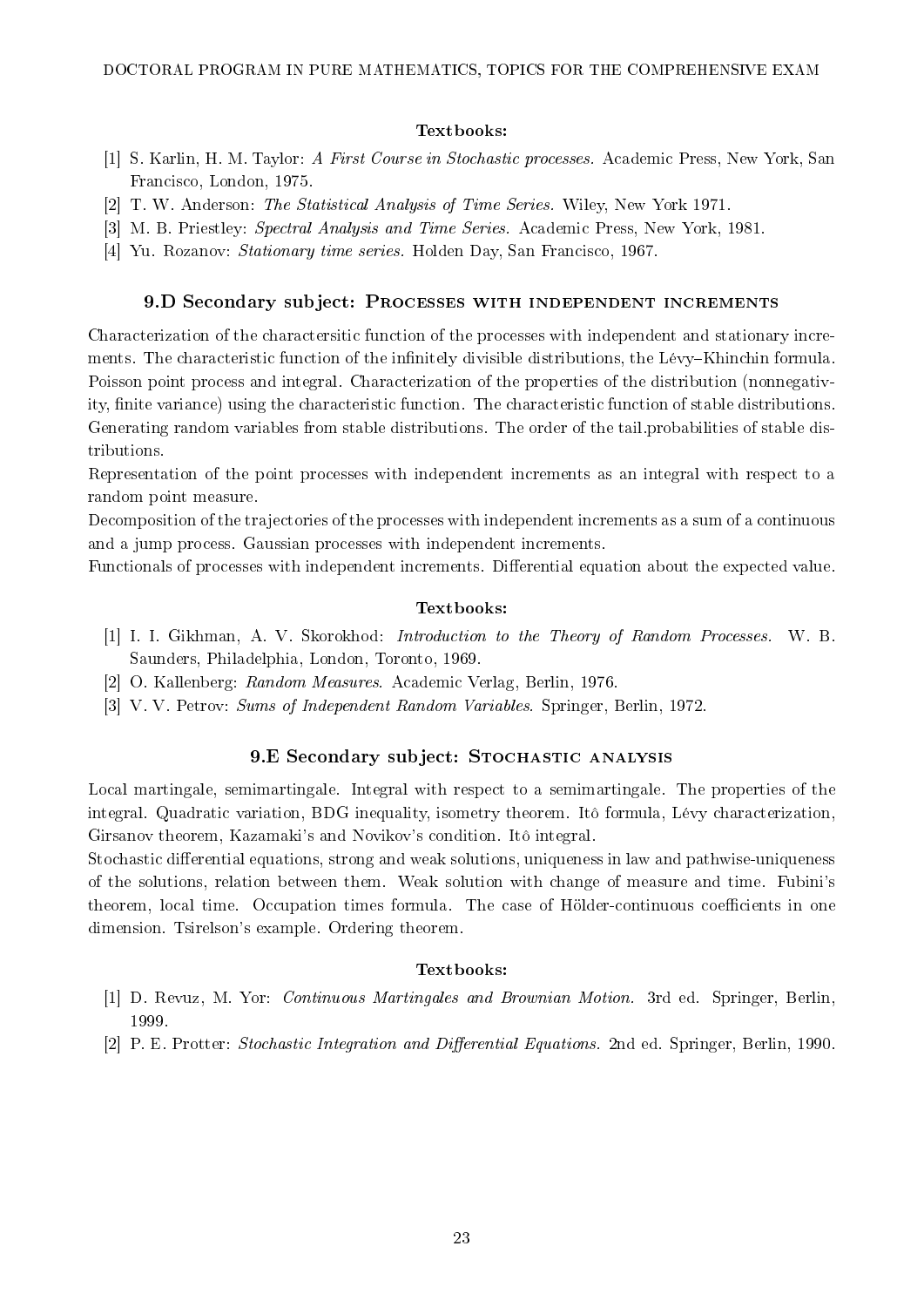#### Textbooks:

[1] S. Karlin, H. M. Taylor: *A First Course in Stochastic processes.* Academic Press, New York, San Francisco, London, 1975.

[2] T. W. Anderson: *The Statistical Analysis of Time Series.* Wiley, New York 1971.

[3] M. B. Priestley: *Spectral Analysis and Time Series.* Academic Press, New York, 1981.

[4] Yu. Rozanov: *Stationary time series.* Holden Day, San Francisco, 1967.

### 9.D Secondary subject: Processes with independent increments

Characterization of the charactersitic function of the processes with independent and stationary increments. The characteristic function of the infinitely divisible distributions, the Lévy–Khinchin formula. Poisson point process and integral. Characterization of the properties of the distribution (nonnegativity, finite variance) using the characteristic function. The characteristic function of stable distributions. Generating random variables from stable distributions. The order of the tail.probabilities of stable distributions.

Representation of the point processes with independent increments as an integral with respect to a random point measure.

Decomposition of the trajectories of the processes with independent increments as a sum of a continuous and a jump process. Gaussian processes with independent increments.

Functionals of processes with independent increments. Differential equation about the expected value.

#### Textbooks:

[1] I. I. Gikhman, A. V. Skorokhod: *Introduction to the Theory of Random Processes.* W. B. Saunders, Philadelphia, London, Toronto, 1969.

[2] O. Kallenberg: *Random Measures.* Academic Verlag, Berlin, 1976.

[3] V. V. Petrov: *Sums of Independent Random Variables*. Springer, Berlin, 1972.

### 9.E Secondary subject: Stochastic analysis

Local martingale, semimartingale. Integral with respect to a semimartingale. The properties of the integral. Quadratic variation, BDG inequality, isometry theorem. Itô formula, Lévy characterization, Girsanov theorem, Kazamaki's and Novikov's condition. Itô integral.

Stochastic differential equations, strong and weak solutions, uniqueness in law and pathwise-uniqueness of the solutions, relation between them. Weak solution with change of measure and time. Fubini's theorem, local time. Occupation times formula. The case of Hölder-continuous coefficients in one dimension. Tsirelson's example. Ordering theorem.

#### Textbooks:

[1] D. Revuz, M. Yor: *Continuous Martingales and Brownian Motion.* 3rd ed. Springer, Berlin, 1999.

[2] P. E. Protter: *Stochastic Integration and Differential Equations.* 2nd ed. Springer, Berlin, 1990.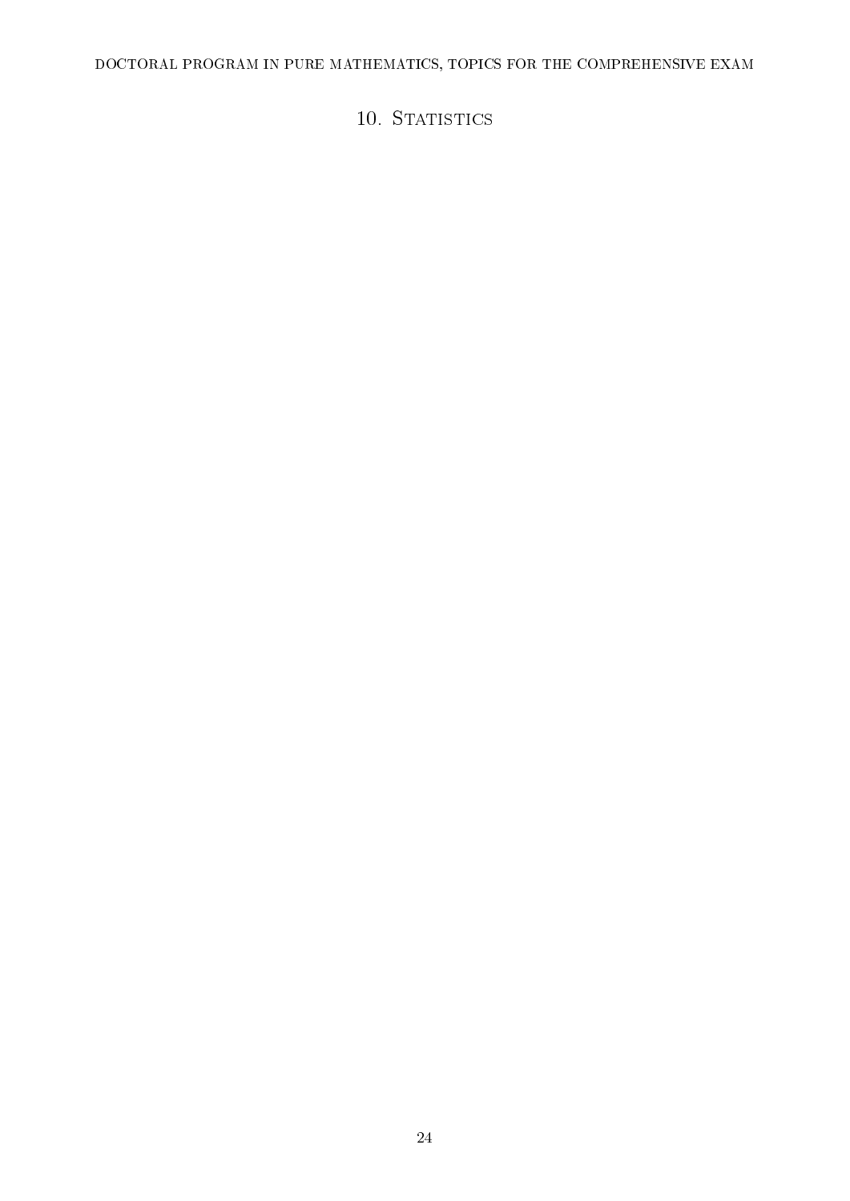# 10. Statistics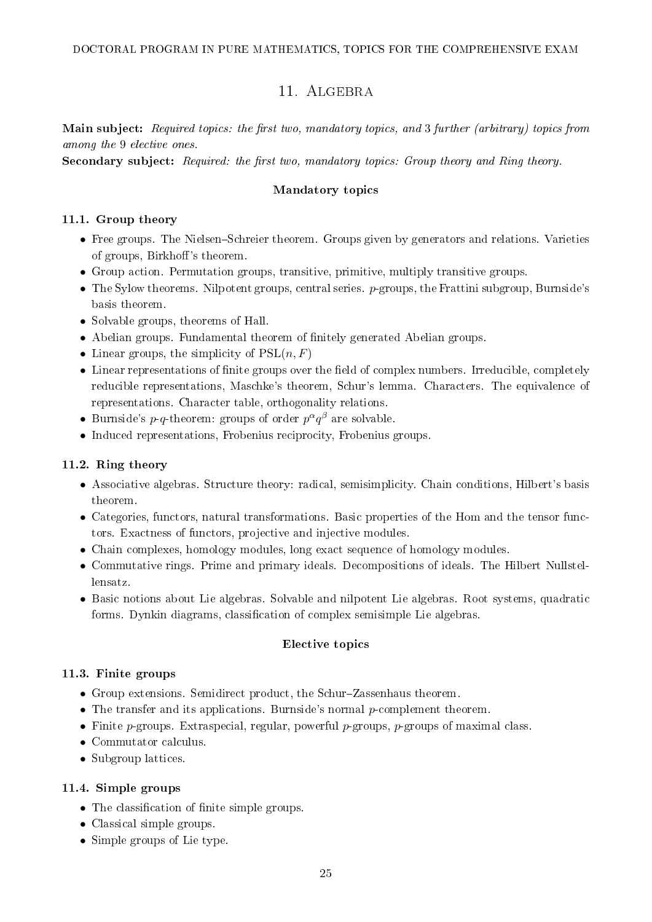## 11. Algebra

**Main subject:** *Required topics: the first two, mandatory topics, and 3 further (arbitrary) topics from among the 9 elective ones.*

**Secondary subject:** *Required: the first two, mandatory topics: Group theory and Ring theory.*

### Mandatory topics

#### 11.1. Group theory

- Free groups. The Nielsen–Schreier theorem. Groups given by generators and relations. Varieties of groups, Birkhoff's theorem.
- Group action. Permutation groups, transitive, primitive, multiply transitive groups.
- The Sylow theorems. Nilpotent groups, central series. $p$-groups, the Frattini subgroup, Burnside's basis theorem.
- Solvable groups, theorems of Hall.
- Abelian groups. Fundamental theorem of finitely generated Abelian groups.
- Linear groups, the simplicity of $\mathrm{PSL}(n, F)$
- Linear representations of finite groups over the field of complex numbers. Irreducible, completely reducible representations, Maschke's theorem, Schur's lemma. Characters. The equivalence of representations. Character table, orthogonality relations.
- Burnside's $p$-$q$-theorem: groups of order $p^{\alpha}q^{\beta}$ are solvable.
- Induced representations, Frobenius reciprocity, Frobenius groups.

#### 11.2. Ring theory

- Associative algebras. Structure theory: radical, semisimplicity. Chain conditions, Hilbert's basis theorem.
- Categories, functors, natural transformations. Basic properties of the Hom and the tensor functors. Exactness of functors, projective and injective modules.
- Chain complexes, homology modules, long exact sequence of homology modules.
- Commutative rings. Prime and primary ideals. Decompositions of ideals. The Hilbert Nullstellensatz.
- Basic notions about Lie algebras. Solvable and nilpotent Lie algebras. Root systems, quadratic forms. Dynkin diagrams, classification of complex semisimple Lie algebras.

### Elective topics

#### 11.3. Finite groups

- Group extensions. Semidirect product, the Schur–Zassenhaus theorem.
- The transfer and its applications. Burnside's normal $p$-complement theorem.
- Finite $p$-groups. Extraspecial, regular, powerful $p$-groups, $p$-groups of maximal class.
- Commutator calculus.
- Subgroup lattices.

#### 11.4. Simple groups

- The classification of finite simple groups.
- Classical simple groups.
- Simple groups of Lie type.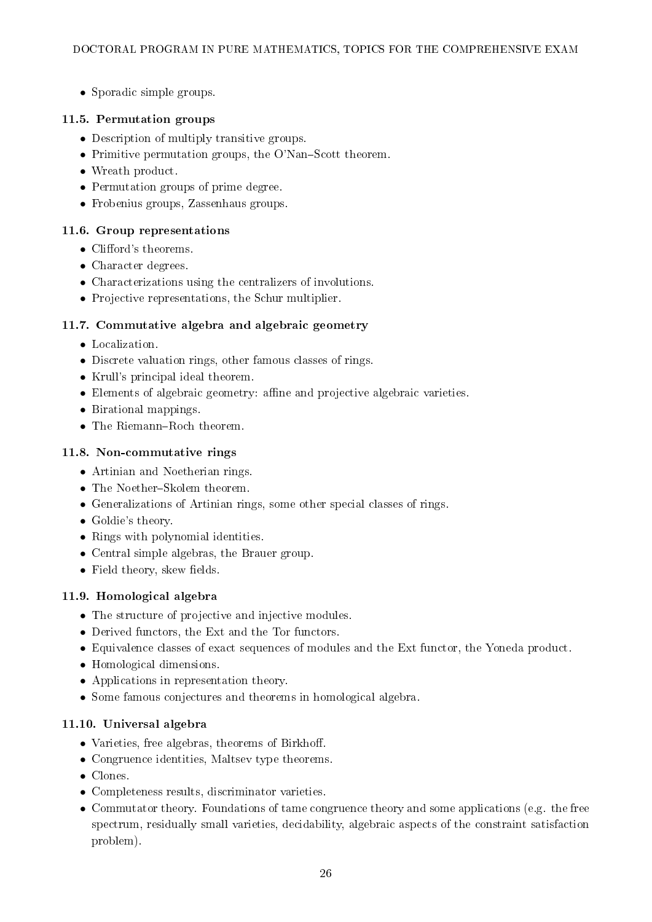- Sporadic simple groups.

### 11.5. Permutation groups

- Description of multiply transitive groups.
- Primitive permutation groups, the O'Nan–Scott theorem.
- Wreath product.
- Permutation groups of prime degree.
- Frobenius groups, Zassenhaus groups.

### 11.6. Group representations

- Clifford's theorems.
- Character degrees.
- Characterizations using the centralizers of involutions.
- Projective representations, the Schur multiplier.

### 11.7. Commutative algebra and algebraic geometry

- Localization.
- Discrete valuation rings, other famous classes of rings.
- Krull's principal ideal theorem.
- Elements of algebraic geometry: affine and projective algebraic varieties.
- Birational mappings.
- The Riemann–Roch theorem.

### 11.8. Non-commutative rings

- Artinian and Noetherian rings.
- The Noether–Skolem theorem.
- Generalizations of Artinian rings, some other special classes of rings.
- Goldie's theory.
- Rings with polynomial identities.
- Central simple algebras, the Brauer group.
- Field theory, skew fields.

### 11.9. Homological algebra

- The structure of projective and injective modules.
- Derived functors, the Ext and the Tor functors.
- Equivalence classes of exact sequences of modules and the Ext functor, the Yoneda product.
- Homological dimensions.
- Applications in representation theory.
- Some famous conjectures and theorems in homological algebra.

### 11.10. Universal algebra

- Varieties, free algebras, theorems of Birkhoff.
- Congruence identities, Maltsev type theorems.
- Clones.
- Completeness results, discriminator varieties.
- Commutator theory. Foundations of tame congruence theory and some applications (e.g. the free spectrum, residually small varieties, decidability, algebraic aspects of the constraint satisfaction problem).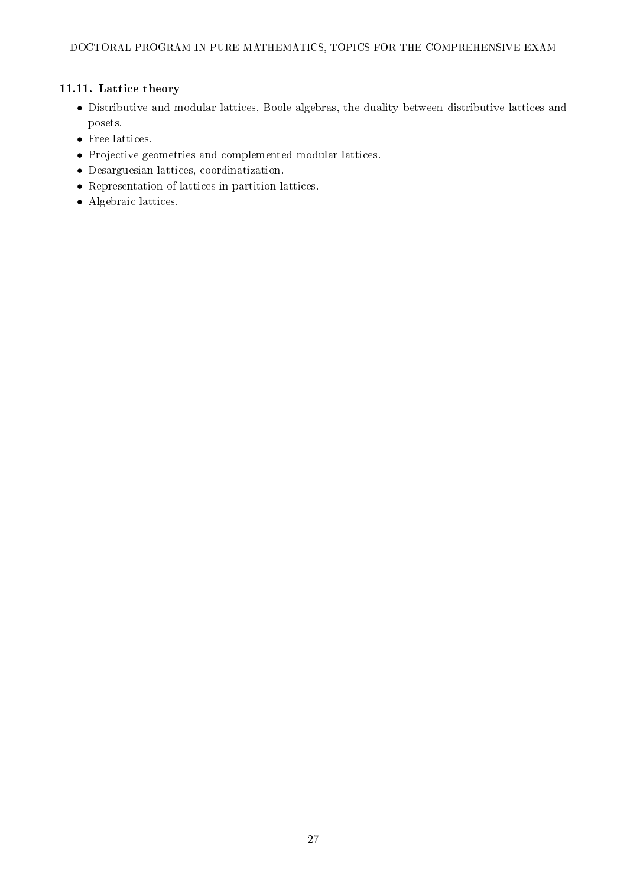### 11.11. Lattice theory

- Distributive and modular lattices, Boole algebras, the duality between distributive lattices and posets.
- Free lattices.
- Projective geometries and complemented modular lattices.
- Desarguesian lattices, coordinatization.
- Representation of lattices in partition lattices.
- Algebraic lattices.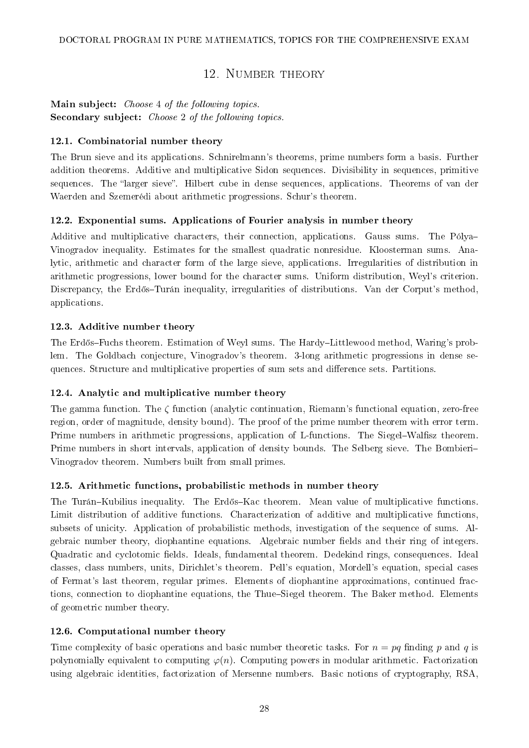## 12. Number theory

**Main subject:** *Choose 4 of the following topics.*
**Secondary subject:** *Choose 2 of the following topics.*

### 12.1. Combinatorial number theory

The Brun sieve and its applications. Schnirelmann's theorems, prime numbers form a basis. Further addition theorems. Additive and multiplicative Sidon sequences. Divisibility in sequences, primitive sequences. The "larger sieve". Hilbert cube in dense sequences, applications. Theorems of van der Waerden and Szemerédi about arithmetic progressions. Schur's theorem.

### 12.2. Exponential sums. Applications of Fourier analysis in number theory

Additive and multiplicative characters, their connection, applications. Gauss sums. The Pólya–Vinogradov inequality. Estimates for the smallest quadratic nonresidue. Kloosterman sums. Analytic, arithmetic and character form of the large sieve, applications. Irregularities of distribution in arithmetic progressions, lower bound for the character sums. Uniform distribution, Weyl's criterion. Discrepancy, the Erdős–Turán inequality, irregularities of distributions. Van der Corput's method, applications.

### 12.3. Additive number theory

The Erdős–Fuchs theorem. Estimation of Weyl sums. The Hardy–Littlewood method, Waring's problem. The Goldbach conjecture, Vinogradov's theorem. 3-long arithmetic progressions in dense sequences. Structure and multiplicative properties of sum sets and difference sets. Partitions.

### 12.4. Analytic and multiplicative number theory

The gamma function. The $\zeta$ function (analytic continuation, Riemann's functional equation, zero-free region, order of magnitude, density bound). The proof of the prime number theorem with error term. Prime numbers in arithmetic progressions, application of L-functions. The Siegel–Walfisz theorem. Prime numbers in short intervals, application of density bounds. The Selberg sieve. The Bombieri–Vinogradov theorem. Numbers built from small primes.

### 12.5. Arithmetic functions, probabilistic methods in number theory

The Turán–Kubilius inequality. The Erdős–Kac theorem. Mean value of multiplicative functions. Limit distribution of additive functions. Characterization of additive and multiplicative functions, subsets of unicity. Application of probabilistic methods, investigation of the sequence of sums. Algebraic number theory, diophantine equations. Algebraic number fields and their ring of integers. Quadratic and cyclotomic fields. Ideals, fundamental theorem. Dedekind rings, consequences. Ideal classes, class numbers, units, Dirichlet's theorem. Pell's equation, Mordell's equation, special cases of Fermat's last theorem, regular primes. Elements of diophantine approximations, continued fractions, connection to diophantine equations, the Thue–Siegel theorem. The Baker method. Elements of geometric number theory.

### 12.6. Computational number theory

Time complexity of basic operations and basic number theoretic tasks. For $n = pq$ finding $p$ and $q$ is polynomially equivalent to computing $\varphi(n)$. Computing powers in modular arithmetic. Factorization using algebraic identities, factorization of Mersenne numbers. Basic notions of cryptography, RSA,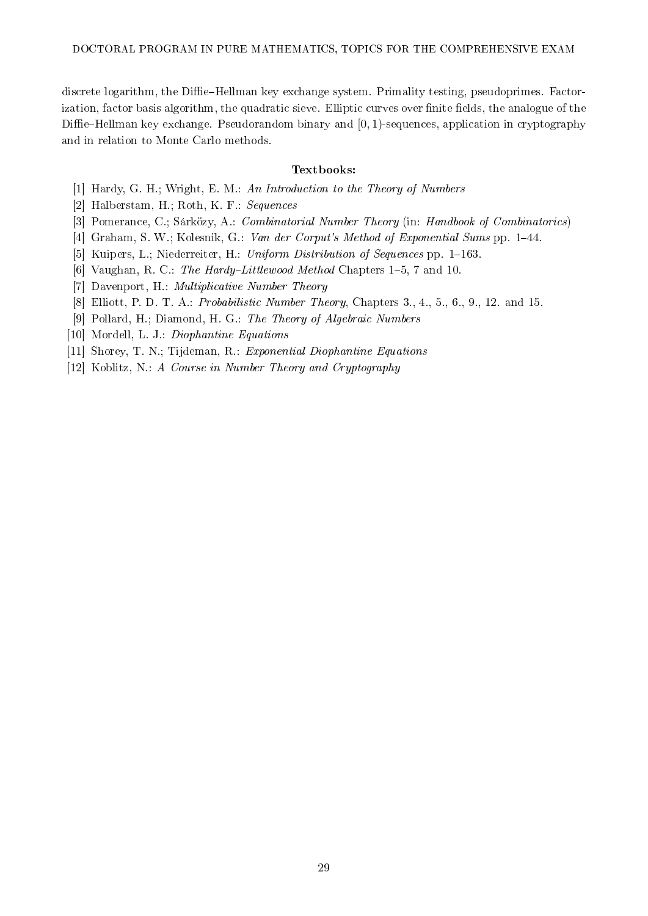discrete logarithm, the Diffie–Hellman key exchange system. Primality testing, pseudoprimes. Factorization, factor basis algorithm, the quadratic sieve. Elliptic curves over finite fields, the analogue of the Diffie–Hellman key exchange. Pseudorandom binary and $[0,1)$-sequences, application in cryptography and in relation to Monte Carlo methods.

**Textbooks:**

[1] Hardy, G. H.; Wright, E. M.: *An Introduction to the Theory of Numbers*
[2] Halberstam, H.; Roth, K. F.: *Sequences*
[3] Pomerance, C.; Sárközy, A.: *Combinatorial Number Theory* (in: *Handbook of Combinatorics*)
[4] Graham, S. W.; Kolesnik, G.: *Van der Corput's Method of Exponential Sums* pp. 1–44.
[5] Kuipers, L.; Niederreiter, H.: *Uniform Distribution of Sequences* pp. 1–163.
[6] Vaughan, R. C.: *The Hardy–Littlewood Method* Chapters 1–5, 7 and 10.
[7] Davenport, H.: *Multiplicative Number Theory*
[8] Elliott, P. D. T. A.: *Probabilistic Number Theory*, Chapters 3., 4., 5., 6., 9., 12. and 15.
[9] Pollard, H.; Diamond, H. G.: *The Theory of Algebraic Numbers*
[10] Mordell, L. J.: *Diophantine Equations*
[11] Shorey, T. N.; Tijdeman, R.: *Exponential Diophantine Equations*
[12] Koblitz, N.: *A Course in Number Theory and Cryptography*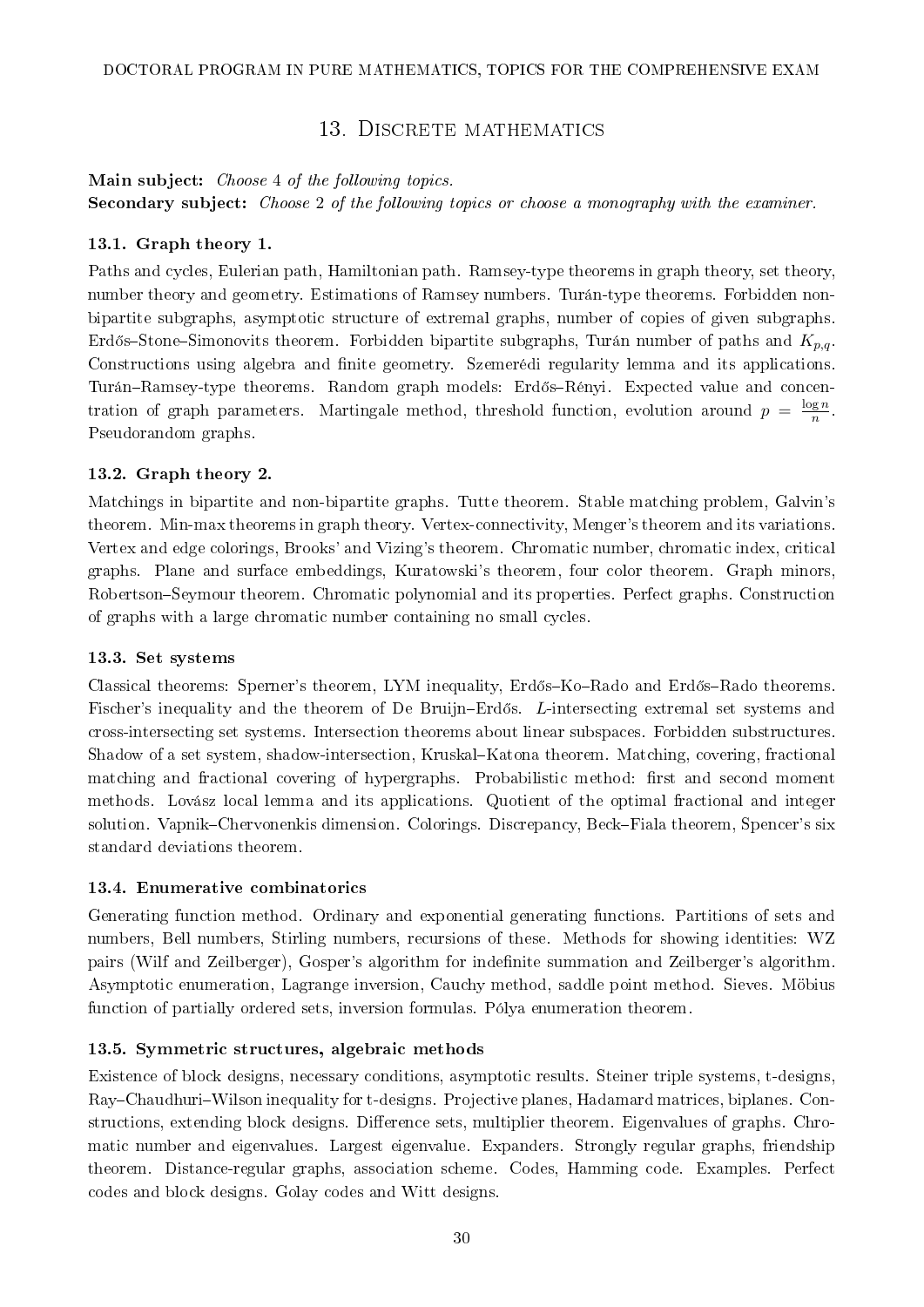## 13. Discrete mathematics

**Main subject:** *Choose 4 of the following topics.*
**Secondary subject:** *Choose 2 of the following topics or choose a monography with the examiner.*

### 13.1. Graph theory 1.

Paths and cycles, Eulerian path, Hamiltonian path. Ramsey-type theorems in graph theory, set theory, number theory and geometry. Estimations of Ramsey numbers. Turán-type theorems. Forbidden non-bipartite subgraphs, asymptotic structure of extremal graphs, number of copies of given subgraphs. Erdős–Stone–Simonovits theorem. Forbidden bipartite subgraphs, Turán number of paths and $K_{p,q}$. Constructions using algebra and finite geometry. Szemerédi regularity lemma and its applications. Turán–Ramsey-type theorems. Random graph models: Erdős–Rényi. Expected value and concentration of graph parameters. Martingale method, threshold function, evolution around $p = \frac{\log n}{n}$. Pseudorandom graphs.

### 13.2. Graph theory 2.

Matchings in bipartite and non-bipartite graphs. Tutte theorem. Stable matching problem, Galvin's theorem. Min-max theorems in graph theory. Vertex-connectivity, Menger's theorem and its variations. Vertex and edge colorings, Brooks' and Vizing's theorem. Chromatic number, chromatic index, critical graphs. Plane and surface embeddings, Kuratowski's theorem, four color theorem. Graph minors, Robertson–Seymour theorem. Chromatic polynomial and its properties. Perfect graphs. Construction of graphs with a large chromatic number containing no small cycles.

### 13.3. Set systems

Classical theorems: Sperner's theorem, LYM inequality, Erdős–Ko–Rado and Erdős–Rado theorems. Fischer's inequality and the theorem of De Bruijn–Erdős. $L$-intersecting extremal set systems and cross-intersecting set systems. Intersection theorems about linear subspaces. Forbidden substructures. Shadow of a set system, shadow-intersection, Kruskal–Katona theorem. Matching, covering, fractional matching and fractional covering of hypergraphs. Probabilistic method: first and second moment methods. Lovász local lemma and its applications. Quotient of the optimal fractional and integer solution. Vapnik–Chervonenkis dimension. Colorings. Discrepancy, Beck–Fiala theorem, Spencer's six standard deviations theorem.

### 13.4. Enumerative combinatorics

Generating function method. Ordinary and exponential generating functions. Partitions of sets and numbers, Bell numbers, Stirling numbers, recursions of these. Methods for showing identities: WZ pairs (Wilf and Zeilberger), Gosper's algorithm for indefinite summation and Zeilberger's algorithm. Asymptotic enumeration, Lagrange inversion, Cauchy method, saddle point method. Sieves. Möbius function of partially ordered sets, inversion formulas. Pólya enumeration theorem.

### 13.5. Symmetric structures, algebraic methods

Existence of block designs, necessary conditions, asymptotic results. Steiner triple systems, t-designs, Ray–Chaudhuri–Wilson inequality for t-designs. Projective planes, Hadamard matrices, biplanes. Constructions, extending block designs. Difference sets, multiplier theorem. Eigenvalues of graphs. Chromatic number and eigenvalues. Largest eigenvalue. Expanders. Strongly regular graphs, friendship theorem. Distance-regular graphs, association scheme. Codes, Hamming code. Examples. Perfect codes and block designs. Golay codes and Witt designs.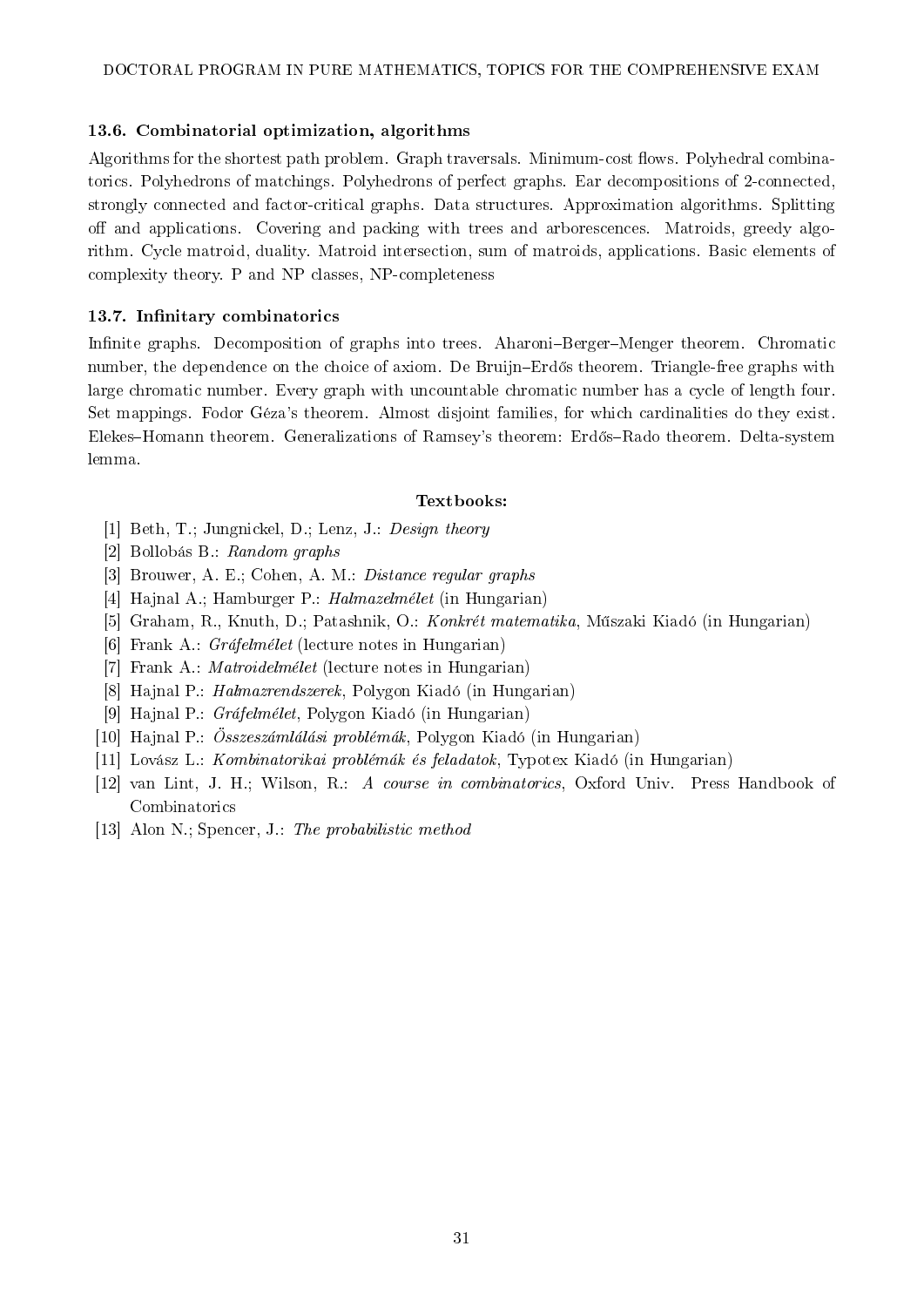### 13.6. Combinatorial optimization, algorithms

Algorithms for the shortest path problem. Graph traversals. Minimum-cost flows. Polyhedral combinatorics. Polyhedrons of matchings. Polyhedrons of perfect graphs. Ear decompositions of 2-connected, strongly connected and factor-critical graphs. Data structures. Approximation algorithms. Splitting off and applications. Covering and packing with trees and arborescences. Matroids, greedy algorithm. Cycle matroid, duality. Matroid intersection, sum of matroids, applications. Basic elements of complexity theory. P and NP classes, NP-completeness

### 13.7. Infinitary combinatorics

Infinite graphs. Decomposition of graphs into trees. Aharoni–Berger–Menger theorem. Chromatic number, the dependence on the choice of axiom. De Bruijn–Erdős theorem. Triangle-free graphs with large chromatic number. Every graph with uncountable chromatic number has a cycle of length four. Set mappings. Fodor Géza's theorem. Almost disjoint families, for which cardinalities do they exist. Elekes–Homann theorem. Generalizations of Ramsey's theorem: Erdős–Rado theorem. Delta-system lemma.

**Textbooks:**

[1] Beth, T.; Jungnickel, D.; Lenz, J.: *Design theory*
[2] Bollobás B.: *Random graphs*
[3] Brouwer, A. E.; Cohen, A. M.: *Distance regular graphs*
[4] Hajnal A.; Hamburger P.: *Halmazelmélet* (in Hungarian)
[5] Graham, R., Knuth, D.; Patashnik, O.: *Konkrét matematika*, Műszaki Kiadó (in Hungarian)
[6] Frank A.: *Gráfelmélet* (lecture notes in Hungarian)
[7] Frank A.: *Matroidelmélet* (lecture notes in Hungarian)
[8] Hajnal P.: *Halmazrendszerek*, Polygon Kiadó (in Hungarian)
[9] Hajnal P.: *Gráfelmélet*, Polygon Kiadó (in Hungarian)
[10] Hajnal P.: *Összeszámlálási problémák*, Polygon Kiadó (in Hungarian)
[11] Lovász L.: *Kombinatorikai problémák és feladatok*, Typotex Kiadó (in Hungarian)
[12] van Lint, J. H.; Wilson, R.: *A course in combinatorics*, Oxford Univ. Press Handbook of Combinatorics
[13] Alon N.; Spencer, J.: *The probabilistic method*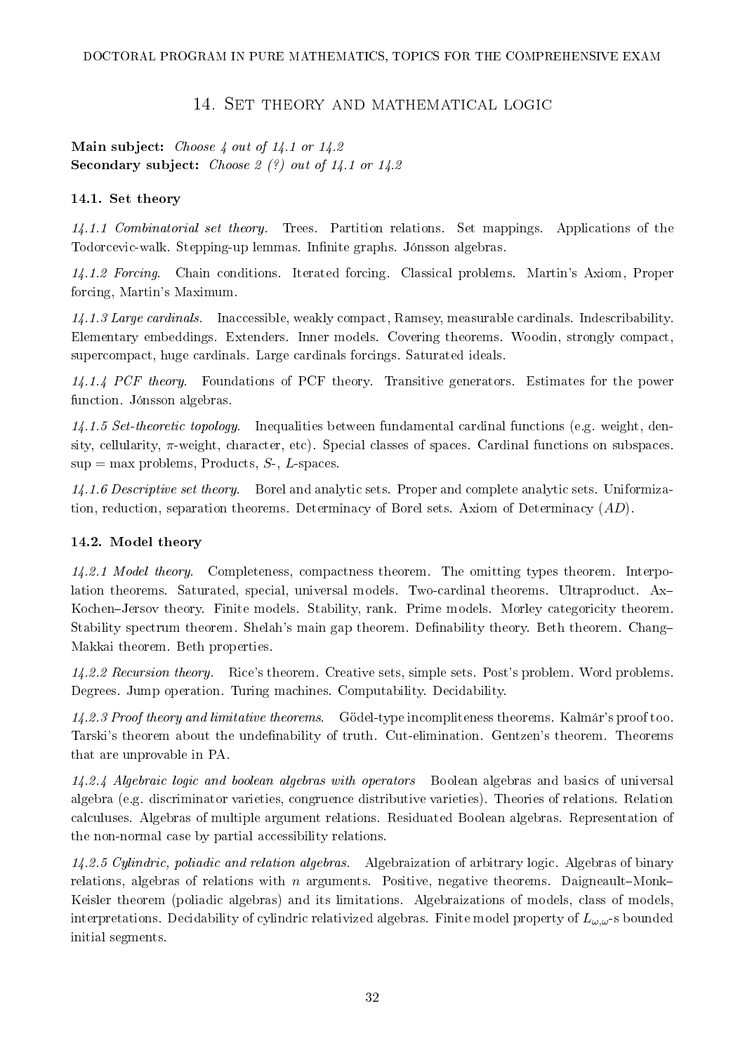## 14. Set theory and mathematical logic

**Main subject:** *Choose 4 out of 14.1 or 14.2*
**Secondary subject:** *Choose 2 (?) out of 14.1 or 14.2*

### 14.1. Set theory

*14.1.1 Combinatorial set theory.* Trees. Partition relations. Set mappings. Applications of the Todorcevic-walk. Stepping-up lemmas. Infinite graphs. Jónsson algebras.

*14.1.2 Forcing.* Chain conditions. Iterated forcing. Classical problems. Martin's Axiom, Proper forcing, Martin's Maximum.

*14.1.3 Large cardinals.* Inaccessible, weakly compact, Ramsey, measurable cardinals. Indescribability. Elementary embeddings. Extenders. Inner models. Covering theorems. Woodin, strongly compact, supercompact, huge cardinals. Large cardinals forcings. Saturated ideals.

*14.1.4 PCF theory.* Foundations of PCF theory. Transitive generators. Estimates for the power function. Jónsson algebras.

*14.1.5 Set-theoretic topology.* Inequalities between fundamental cardinal functions (e.g. weight, density, cellularity, $\pi$-weight, character, etc). Special classes of spaces. Cardinal functions on subspaces. sup = max problems, Products, $S$-, $L$-spaces.

*14.1.6 Descriptive set theory.* Borel and analytic sets. Proper and complete analytic sets. Uniformization, reduction, separation theorems. Determinacy of Borel sets. Axiom of Determinacy ($AD$).

### 14.2. Model theory

*14.2.1 Model theory.* Completeness, compactness theorem. The omitting types theorem. Interpolation theorems. Saturated, special, universal models. Two-cardinal theorems. Ultraproduct. Ax–Kochen–Jersov theory. Finite models. Stability, rank. Prime models. Morley categoricity theorem. Stability spectrum theorem. Shelah's main gap theorem. Definability theory. Beth theorem. Chang–Makkai theorem. Beth properties.

*14.2.2 Recursion theory.* Rice's theorem. Creative sets, simple sets. Post's problem. Word problems. Degrees. Jump operation. Turing machines. Computability. Decidability.

*14.2.3 Proof theory and limitative theorems.* Gödel-type incompliteness theorems. Kalmár's proof too. Tarski's theorem about the undefinability of truth. Cut-elimination. Gentzen's theorem. Theorems that are unprovable in PA.

*14.2.4 Algebraic logic and boolean algebras with operators* Boolean algebras and basics of universal algebra (e.g. discriminator varieties, congruence distributive varieties). Theories of relations. Relation calculuses. Algebras of multiple argument relations. Residuated Boolean algebras. Representation of the non-normal case by partial accessibility relations.

*14.2.5 Cylindric, poliadic and relation algebras.* Algebraization of arbitrary logic. Algebras of binary relations, algebras of relations with $n$ arguments. Positive, negative theorems. Daigneault–Monk–Keisler theorem (poliadic algebras) and its limitations. Algebraizations of models, class of models, interpretations. Decidability of cylindric relativized algebras. Finite model property of $L_{\omega,\omega}$-s bounded initial segments.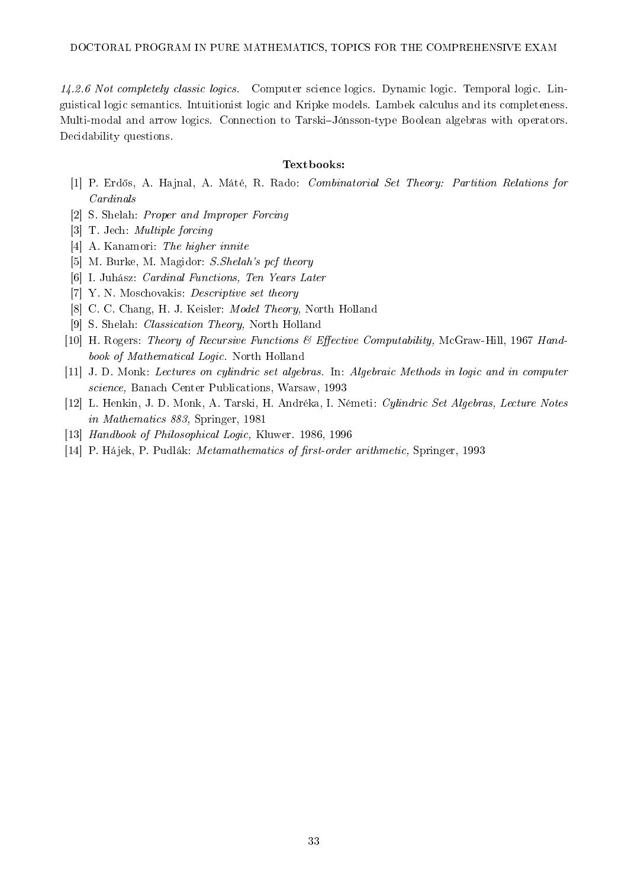*14.2.6 Not completely classic logics.* Computer science logics. Dynamic logic. Temporal logic. Linguistical logic semantics. Intuitionist logic and Kripke models. Lambek calculus and its completeness. Multi-modal and arrow logics. Connection to Tarski–Jónsson-type Boolean algebras with operators. Decidability questions.

**Textbooks:**

[1] P. Erdős, A. Hajnal, A. Máté, R. Rado: *Combinatorial Set Theory: Partition Relations for Cardinals*

[2] S. Shelah: *Proper and Improper Forcing*

[3] T. Jech: *Multiple forcing*

[4] A. Kanamori: *The higher innite*

[5] M. Burke, M. Magidor: *S.Shelah's pcf theory*

[6] I. Juhász: *Cardinal Functions, Ten Years Later*

[7] Y. N. Moschovakis: *Descriptive set theory*

[8] C. C. Chang, H. J. Keisler: *Model Theory,* North Holland

[9] S. Shelah: *Classication Theory,* North Holland

[10] H. Rogers: *Theory of Recursive Functions & Effective Computability,* McGraw-Hill, 1967 *Handbook of Mathematical Logic.* North Holland

[11] J. D. Monk: *Lectures on cylindric set algebras.* In: *Algebraic Methods in logic and in computer science,* Banach Center Publications, Warsaw, 1993

[12] L. Henkin, J. D. Monk, A. Tarski, H. Andréka, I. Németi: *Cylindric Set Algebras, Lecture Notes in Mathematics 883,* Springer, 1981

[13] *Handbook of Philosophical Logic,* Kluwer. 1986, 1996

[14] P. Hájek, P. Pudlák: *Metamathematics of first-order arithmetic,* Springer, 1993